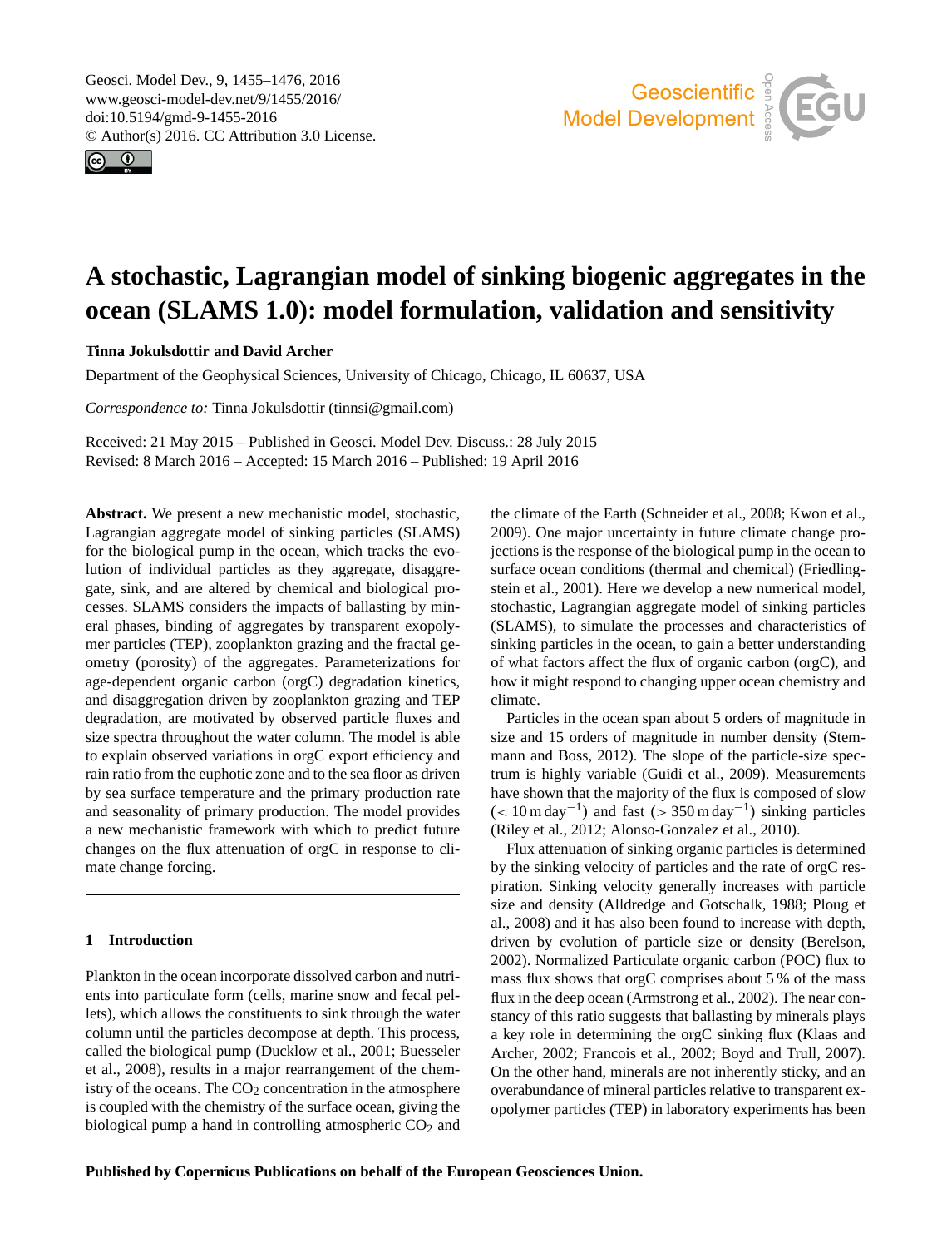# A stochastic, Lagrangian model of sinking biogenic aggregates in the ocean (SLAMS 1.0): model formulation, validation and sensitivity

**Tinna Jokulsdottir and David Archer**

Department of the Geophysical Sciences, University of Chicago, Chicago, IL 60637, USA

*Correspondence to:* Tinna Jokulsdottir (tinnsi@gmail.com)

Received: 21 May 2015 – Published in Geosci. Model Dev. Discuss.: 28 July 2015
Revised: 8 March 2016 – Accepted: 15 March 2016 – Published: 19 April 2016

**Abstract.** We present a new mechanistic model, stochastic, Lagrangian aggregate model of sinking particles (SLAMS) for the biological pump in the ocean, which tracks the evolution of individual particles as they aggregate, disaggregate, sink, and are altered by chemical and biological processes. SLAMS considers the impacts of ballasting by mineral phases, binding of aggregates by transparent exopolymer particles (TEP), zooplankton grazing and the fractal geometry (porosity) of the aggregates. Parameterizations for age-dependent organic carbon (orgC) degradation kinetics, and disaggregation driven by zooplankton grazing and TEP degradation, are motivated by observed particle fluxes and size spectra throughout the water column. The model is able to explain observed variations in orgC export efficiency and rain ratio from the euphotic zone and to the sea floor as driven by sea surface temperature and the primary production rate and seasonality of primary production. The model provides a new mechanistic framework with which to predict future changes on the flux attenuation of orgC in response to climate change forcing.

## 1 Introduction

Plankton in the ocean incorporate dissolved carbon and nutrients into particulate form (cells, marine snow and fecal pellets), which allows the constituents to sink through the water column until the particles decompose at depth. This process, called the biological pump (Ducklow et al., 2001; Buesseler et al., 2008), results in a major rearrangement of the chemistry of the oceans. The $CO_2$ concentration in the atmosphere is coupled with the chemistry of the surface ocean, giving the biological pump a hand in controlling atmospheric $CO_2$ and the climate of the Earth (Schneider et al., 2008; Kwon et al., 2009). One major uncertainty in future climate change projections is the response of the biological pump in the ocean to surface ocean conditions (thermal and chemical) (Friedlingstein et al., 2001). Here we develop a new numerical model, stochastic, Lagrangian aggregate model of sinking particles (SLAMS), to simulate the processes and characteristics of sinking particles in the ocean, to gain a better understanding of what factors affect the flux of organic carbon (orgC), and how it might respond to changing upper ocean chemistry and climate.

Particles in the ocean span about 5 orders of magnitude in size and 15 orders of magnitude in number density (Stemmann and Boss, 2012). The slope of the particle-size spectrum is highly variable (Guidi et al., 2009). Measurements have shown that the majority of the flux is composed of slow ($< 10\,\mathrm{m\,day^{-1}}$) and fast ($> 350\,\mathrm{m\,day^{-1}}$) sinking particles (Riley et al., 2012; Alonso-Gonzalez et al., 2010).

Flux attenuation of sinking organic particles is determined by the sinking velocity of particles and the rate of orgC respiration. Sinking velocity generally increases with particle size and density (Alldredge and Gotschalk, 1988; Ploug et al., 2008) and it has also been found to increase with depth, driven by evolution of particle size or density (Berelson, 2002). Normalized Particulate organic carbon (POC) flux to mass flux shows that orgC comprises about 5 % of the mass flux in the deep ocean (Armstrong et al., 2002). The near constancy of this ratio suggests that ballasting by minerals plays a key role in determining the orgC sinking flux (Klaas and Archer, 2002; Francois et al., 2002; Boyd and Trull, 2007). On the other hand, minerals are not inherently sticky, and an overabundance of mineral particles relative to transparent exopolymer particles (TEP) in laboratory experiments has been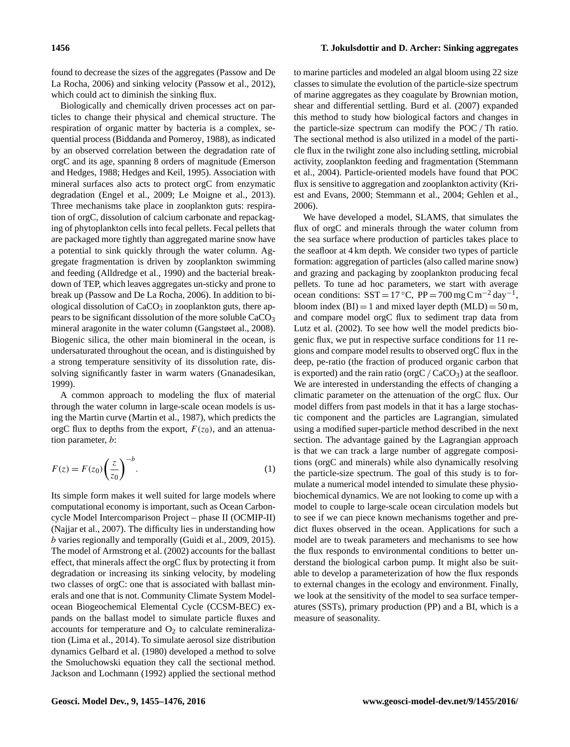found to decrease the sizes of the aggregates (Passow and De La Rocha, 2006) and sinking velocity (Passow et al., 2012), which could act to diminish the sinking flux.

Biologically and chemically driven processes act on particles to change their physical and chemical structure. The respiration of organic matter by bacteria is a complex, sequential process (Biddanda and Pomeroy, 1988), as indicated by an observed correlation between the degradation rate of orgC and its age, spanning 8 orders of magnitude (Emerson and Hedges, 1988; Hedges and Keil, 1995). Association with mineral surfaces also acts to protect orgC from enzymatic degradation (Engel et al., 2009; Le Moigne et al., 2013). Three mechanisms take place in zooplankton guts: respiration of orgC, dissolution of calcium carbonate and repackaging of phytoplankton cells into fecal pellets. Fecal pellets that are packaged more tightly than aggregated marine snow have a potential to sink quickly through the water column. Aggregate fragmentation is driven by zooplankton swimming and feeding (Alldredge et al., 1990) and the bacterial breakdown of TEP, which leaves aggregates un-sticky and prone to break up (Passow and De La Rocha, 2006). In addition to biological dissolution of $CaCO_3$ in zooplankton guts, there appears to be significant dissolution of the more soluble $CaCO_3$ mineral aragonite in the water column (Gangstøet al., 2008). Biogenic silica, the other main biomineral in the ocean, is undersaturated throughout the ocean, and is distinguished by a strong temperature sensitivity of its dissolution rate, dissolving significantly faster in warm waters (Gnanadesikan, 1999).

A common approach to modeling the flux of material through the water column in large-scale ocean models is using the Martin curve (Martin et al., 1987), which predicts the orgC flux to depths from the export, $F(z_0)$, and an attenuation parameter, $b$:

$$F(z) = F(z_0)\left(\frac{z}{z_0}\right)^{-b}. \quad (1)$$

Its simple form makes it well suited for large models where computational economy is important, such as Ocean Carbon-cycle Model Intercomparison Project – phase II (OCMIP-II) (Najjar et al., 2007). The difficulty lies in understanding how $b$ varies regionally and temporally (Guidi et al., 2009, 2015). The model of Armstrong et al. (2002) accounts for the ballast effect, that minerals affect the orgC flux by protecting it from degradation or increasing its sinking velocity, by modeling two classes of orgC: one that is associated with ballast minerals and one that is not. Community Climate System Model-ocean Biogeochemical Elemental Cycle (CCSM-BEC) expands on the ballast model to simulate particle fluxes and accounts for temperature and $O_2$ to calculate remineralization (Lima et al., 2014). To simulate aerosol size distribution dynamics Gelbard et al. (1980) developed a method to solve the Smoluchowski equation they call the sectional method. Jackson and Lochmann (1992) applied the sectional method to marine particles and modeled an algal bloom using 22 size classes to simulate the evolution of the particle-size spectrum of marine aggregates as they coagulate by Brownian motion, shear and differential settling. Burd et al. (2007) expanded this method to study how biological factors and changes in the particle-size spectrum can modify the POC / Th ratio. The sectional method is also utilized in a model of the particle flux in the twilight zone also including settling, microbial activity, zooplankton feeding and fragmentation (Stemmann et al., 2004). Particle-oriented models have found that POC flux is sensitive to aggregation and zooplankton activity (Kriest and Evans, 2000; Stemmann et al., 2004; Gehlen et al., 2006).

We have developed a model, SLAMS, that simulates the flux of orgC and minerals through the water column from the sea surface where production of particles takes place to the seafloor at 4 km depth. We consider two types of particle formation: aggregation of particles (also called marine snow) and grazing and packaging by zooplankton producing fecal pellets. To tune ad hoc parameters, we start with average ocean conditions: $\mathrm{SST} = 17\,^{\circ}\mathrm{C}$, $\mathrm{PP} = 700\,\mathrm{mg\,C\,m^{-2}\,day^{-1}}$, bloom index (BI) = 1 and mixed layer depth (MLD) = 50 m, and compare model orgC flux to sediment trap data from Lutz et al. (2002). To see how well the model predicts biogenic flux, we put in respective surface conditions for 11 regions and compare model results to observed orgC flux in the deep, pe-ratio (the fraction of produced organic carbon that is exported) and the rain ratio (orgC / $CaCO_3$) at the seafloor. We are interested in understanding the effects of changing a climatic parameter on the attenuation of the orgC flux. Our model differs from past models in that it has a large stochastic component and the particles are Lagrangian, simulated using a modified super-particle method described in the next section. The advantage gained by the Lagrangian approach is that we can track a large number of aggregate compositions (orgC and minerals) while also dynamically resolving the particle-size spectrum. The goal of this study is to formulate a numerical model intended to simulate these physio-biochemical dynamics. We are not looking to come up with a model to couple to large-scale ocean circulation models but to see if we can piece known mechanisms together and predict fluxes observed in the ocean. Applications for such a model are to tweak parameters and mechanisms to see how the flux responds to environmental conditions to better understand the biological carbon pump. It might also be suitable to develop a parameterization of how the flux responds to external changes in the ecology and environment. Finally, we look at the sensitivity of the model to sea surface temperatures (SSTs), primary production (PP) and a BI, which is a measure of seasonality.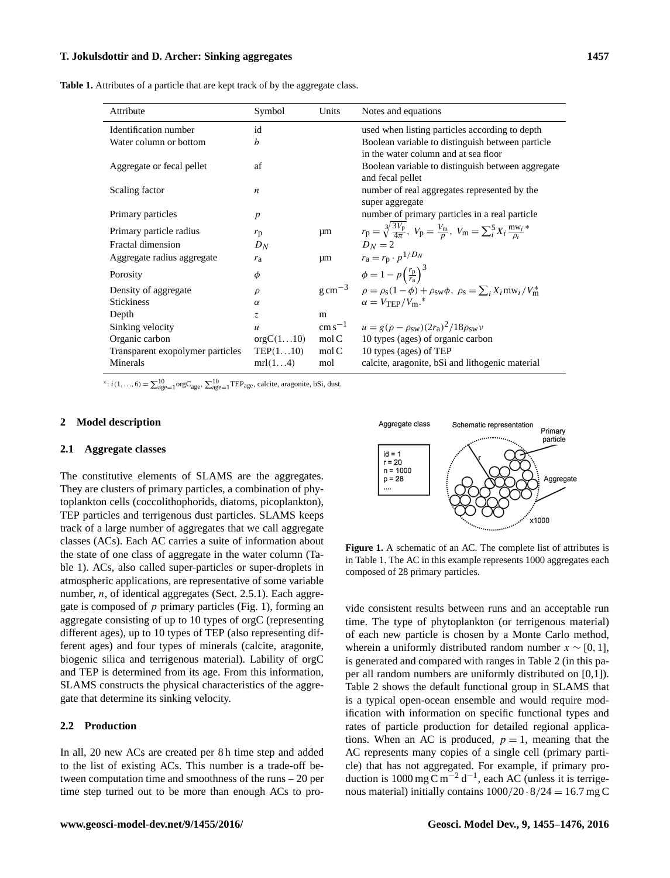**Table 1.** Attributes of a particle that are kept track of by the aggregate class.

| Attribute | Symbol | Units | Notes and equations |
|---|---|---|---|
| Identification number | id | | used when listing particles according to depth |
| Water column or bottom | $b$ | | Boolean variable to distinguish between particle in the water column and at sea floor |
| Aggregate or fecal pellet | af | | Boolean variable to distinguish between aggregate and fecal pellet |
| Scaling factor | $n$ | | number of real aggregates represented by the super aggregate |
| Primary particles | $p$ | | number of primary particles in a real particle |
| Primary particle radius | $r_p$ | µm | $r_p = \sqrt[3]{\frac{3V_p}{4\pi}},\ V_p = \frac{V_m}{p},\ V_m = \sum_i^5 X_i \frac{mw_i}{\rho_i}$* |
| Fractal dimension | $D_N$ | | $D_N = 2$ |
| Aggregate radius aggregate | $r_a$ | µm | $r_a = r_p \cdot p^{1/D_N}$ |
| Porosity | $\phi$ | | $\phi = 1 - p\left(\frac{r_p}{r_a}\right)^3$ |
| Density of aggregate | $\rho$ | $g\,cm^{-3}$ | $\rho = \rho_s(1-\phi) + \rho_{sw}\phi,\ \rho_s = \sum_i X_i mw_i / V_m^*$ |
| Stickiness | $\alpha$ | | $\alpha = V_{TEP}/V_m$.* |
| Depth | $z$ | m | |
| Sinking velocity | $u$ | $cm\,s^{-1}$ | $u = g(\rho - \rho_{sw})(2r_a)^2 / 18\rho_{sw}\nu$ |
| Organic carbon | orgC(1…10) | mol C | 10 types (ages) of organic carbon |
| Transparent exopolymer particles | TEP(1…10) | mol C | 10 types (ages) of TEP |
| Minerals | mrl(1…4) | mol | calcite, aragonite, bSi and lithogenic material |

*: $i\,(1,\ldots,6) = \sum_{age=1}^{10} orgC_{age},\ \sum_{age=1}^{10} TEP_{age}$, calcite, aragonite, bSi, dust.

## 2 Model description

### 2.1 Aggregate classes

The constitutive elements of SLAMS are the aggregates. They are clusters of primary particles, a combination of phytoplankton cells (coccolithophorids, diatoms, picoplankton), TEP particles and terrigenous dust particles. SLAMS keeps track of a large number of aggregates that we call aggregate classes (ACs). Each AC carries a suite of information about the state of one class of aggregate in the water column (Table 1). ACs, also called super-particles or super-droplets in atmospheric applications, are representative of some variable number, $n$, of identical aggregates (Sect. 2.5.1). Each aggregate is composed of $p$ primary particles (Fig. 1), forming an aggregate consisting of up to 10 types of orgC (representing different ages), up to 10 types of TEP (also representing different ages) and four types of minerals (calcite, aragonite, biogenic silica and terrigenous material). Lability of orgC and TEP is determined from its age. From this information, SLAMS constructs the physical characteristics of the aggregate that determine its sinking velocity.

### 2.2 Production

In all, 20 new ACs are created per 8 h time step and added to the list of existing ACs. This number is a trade-off between computation time and smoothness of the runs – 20 per time step turned out to be more than enough ACs to provide consistent results between runs and an acceptable run time. The type of phytoplankton (or terrigenous material) of each new particle is chosen by a Monte Carlo method, wherein a uniformly distributed random number $x \sim [0, 1]$, is generated and compared with ranges in Table 2 (in this paper all random numbers are uniformly distributed on [0,1]). Table 2 shows the default functional group in SLAMS that is a typical open-ocean ensemble and would require modification with information on specific functional types and rates of particle production for detailed regional applications. When an AC is produced, $p = 1$, meaning that the AC represents many copies of a single cell (primary particle) that has not aggregated. For example, if primary production is $1000\,mg\,C\,m^{-2}\,d^{-1}$, each AC (unless it is terrigenous material) initially contains $1000/20 \cdot 8/24 = 16.7\,mg\,C$

**Figure 1.** A schematic of an AC. The complete list of attributes is in Table 1. The AC in this example represents 1000 aggregates each composed of 28 primary particles.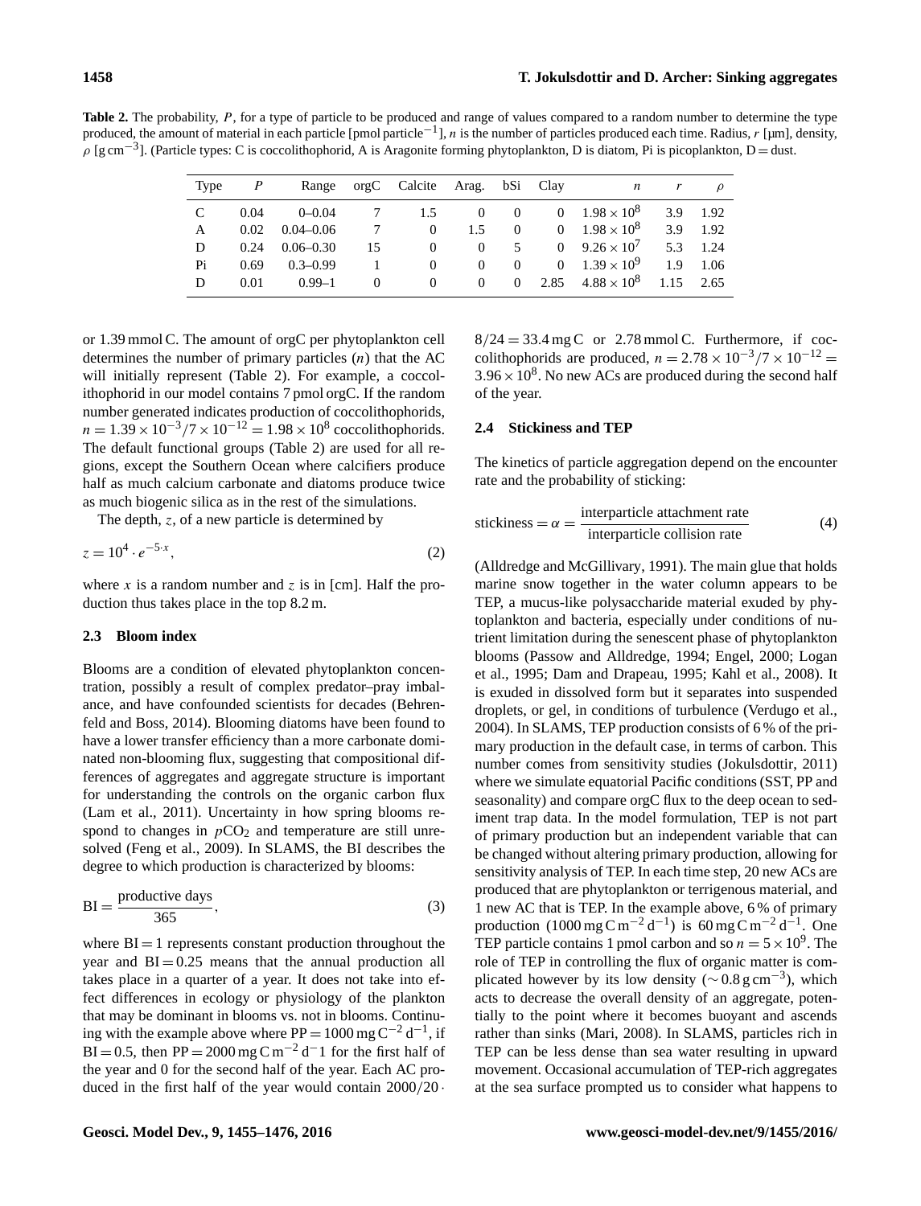**Table 2.** The probability, $P$, for a type of particle to be produced and range of values compared to a random number to determine the type produced, the amount of material in each particle [pmol particle$^{-1}$], $n$ is the number of particles produced each time. Radius, $r$ [µm], density, $\rho$ [g cm$^{-3}$]. (Particle types: C is coccolithophorid, A is Aragonite forming phytoplankton, D is diatom, Pi is picoplankton, D = dust.

| Type | $P$ | Range | orgC | Calcite | Arag. | bSi | Clay | $n$ | $r$ | $\rho$ |
|---|---|---|---|---|---|---|---|---|---|---|
| C | 0.04 | 0–0.04 | 7 | 1.5 | 0 | 0 | 0 | $1.98 \times 10^8$ | 3.9 | 1.92 |
| A | 0.02 | 0.04–0.06 | 7 | 0 | 1.5 | 0 | 0 | $1.98 \times 10^8$ | 3.9 | 1.92 |
| D | 0.24 | 0.06–0.30 | 15 | 0 | 0 | 5 | 0 | $9.26 \times 10^7$ | 5.3 | 1.24 |
| Pi | 0.69 | 0.3–0.99 | 1 | 0 | 0 | 0 | 0 | $1.39 \times 10^9$ | 1.9 | 1.06 |
| D | 0.01 | 0.99–1 | 0 | 0 | 0 | 0 | 2.85 | $4.88 \times 10^8$ | 1.15 | 2.65 |

or 1.39 mmol C. The amount of orgC per phytoplankton cell determines the number of primary particles ($n$) that the AC will initially represent (Table 2). For example, a coccolithophorid in our model contains 7 pmol orgC. If the random number generated indicates production of coccolithophorids, $n = 1.39 \times 10^{-3}/7 \times 10^{-12} = 1.98 \times 10^8$ coccolithophorids. The default functional groups (Table 2) are used for all regions, except the Southern Ocean where calcifiers produce half as much calcium carbonate and diatoms produce twice as much biogenic silica as in the rest of the simulations.

The depth, $z$, of a new particle is determined by

$$z = 10^4 \cdot e^{-5 \cdot x}, \tag{2}$$

where $x$ is a random number and $z$ is in [cm]. Half the production thus takes place in the top 8.2 m.

### 2.3 Bloom index

Blooms are a condition of elevated phytoplankton concentration, possibly a result of complex predator–pray imbalance, and have confounded scientists for decades (Behrenfeld and Boss, 2014). Blooming diatoms have been found to have a lower transfer efficiency than a more carbonate dominated non-blooming flux, suggesting that compositional differences of aggregates and aggregate structure is important for understanding the controls on the organic carbon flux (Lam et al., 2011). Uncertainty in how spring blooms respond to changes in $p\mathrm{CO_2}$ and temperature are still unresolved (Feng et al., 2009). In SLAMS, the BI describes the degree to which production is characterized by blooms:

$$\mathrm{BI} = \frac{\text{productive days}}{365}, \tag{3}$$

where BI = 1 represents constant production throughout the year and BI = 0.25 means that the annual production all takes place in a quarter of a year. It does not take into effect differences in ecology or physiology of the plankton that may be dominant in blooms vs. not in blooms. Continuing with the example above where PP = 1000 mg C$^{-2}$ d$^{-1}$, if BI = 0.5, then PP = 2000 mg C m$^{-2}$ d$^{-}$1 for the first half of the year and 0 for the second half of the year. Each AC produced in the first half of the year would contain $2000/20 \cdot 8/24 = 33.4$ mg C or 2.78 mmol C. Furthermore, if coccolithophorids are produced, $n = 2.78 \times 10^{-3}/7 \times 10^{-12} = 3.96 \times 10^8$. No new ACs are produced during the second half of the year.

### 2.4 Stickiness and TEP

The kinetics of particle aggregation depend on the encounter rate and the probability of sticking:

$$\text{stickiness} = \alpha = \frac{\text{interparticle attachment rate}}{\text{interparticle collision rate}} \tag{4}$$

(Alldredge and McGillivary, 1991). The main glue that holds marine snow together in the water column appears to be TEP, a mucus-like polysaccharide material exuded by phytoplankton and bacteria, especially under conditions of nutrient limitation during the senescent phase of phytoplankton blooms (Passow and Alldredge, 1994; Engel, 2000; Logan et al., 1995; Dam and Drapeau, 1995; Kahl et al., 2008). It is exuded in dissolved form but it separates into suspended droplets, or gel, in conditions of turbulence (Verdugo et al., 2004). In SLAMS, TEP production consists of 6 % of the primary production in the default case, in terms of carbon. This number comes from sensitivity studies (Jokulsdottir, 2011) where we simulate equatorial Pacific conditions (SST, PP and seasonality) and compare orgC flux to the deep ocean to sediment trap data. In the model formulation, TEP is not part of primary production but an independent variable that can be changed without altering primary production, allowing for sensitivity analysis of TEP. In each time step, 20 new ACs are produced that are phytoplankton or terrigenous material, and 1 new AC that is TEP. In the example above, 6 % of primary production (1000 mg C m$^{-2}$ d$^{-1}$) is 60 mg C m$^{-2}$ d$^{-1}$. One TEP particle contains 1 pmol carbon and so $n = 5 \times 10^9$. The role of TEP in controlling the flux of organic matter is complicated however by its low density ($\sim 0.8$ g cm$^{-3}$), which acts to decrease the overall density of an aggregate, potentially to the point where it becomes buoyant and ascends rather than sinks (Mari, 2008). In SLAMS, particles rich in TEP can be less dense than sea water resulting in upward movement. Occasional accumulation of TEP-rich aggregates at the sea surface prompted us to consider what happens to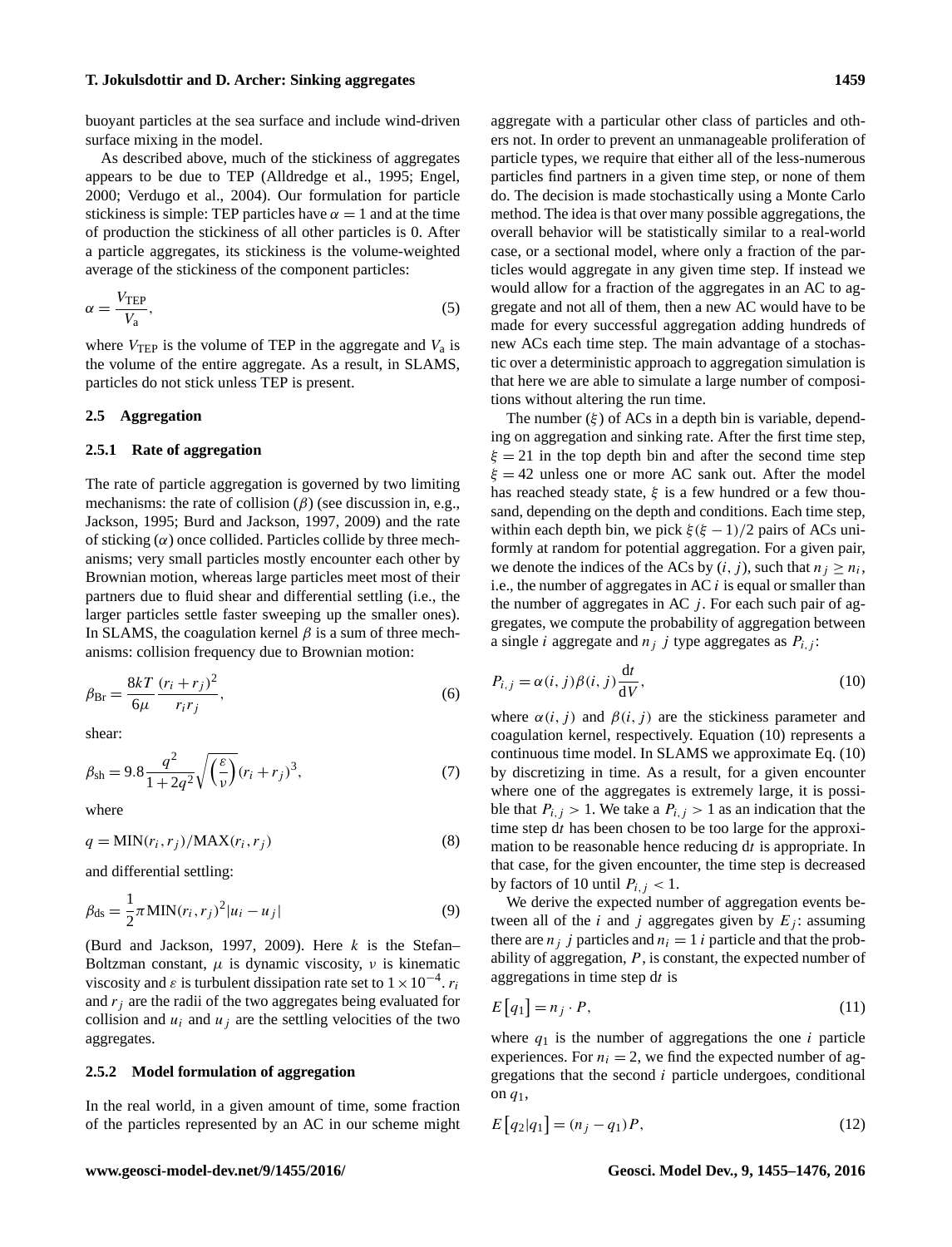buoyant particles at the sea surface and include wind-driven surface mixing in the model.

As described above, much of the stickiness of aggregates appears to be due to TEP (Alldredge et al., 1995; Engel, 2000; Verdugo et al., 2004). Our formulation for particle stickiness is simple: TEP particles have $\alpha = 1$ and at the time of production the stickiness of all other particles is 0. After a particle aggregates, its stickiness is the volume-weighted average of the stickiness of the component particles:

$$\alpha = \frac{V_{\mathrm{TEP}}}{V_{\mathrm{a}}}, \tag{5}$$

where $V_{\mathrm{TEP}}$ is the volume of TEP in the aggregate and $V_{\mathrm{a}}$ is the volume of the entire aggregate. As a result, in SLAMS, particles do not stick unless TEP is present.

### 2.5 Aggregation

#### 2.5.1 Rate of aggregation

The rate of particle aggregation is governed by two limiting mechanisms: the rate of collision ($\beta$) (see discussion in, e.g., Jackson, 1995; Burd and Jackson, 1997, 2009) and the rate of sticking ($\alpha$) once collided. Particles collide by three mechanisms; very small particles mostly encounter each other by Brownian motion, whereas large particles meet most of their partners due to fluid shear and differential settling (i.e., the larger particles settle faster sweeping up the smaller ones). In SLAMS, the coagulation kernel $\beta$ is a sum of three mechanisms: collision frequency due to Brownian motion:

$$\beta_{\mathrm{Br}} = \frac{8kT}{6\mu}\frac{(r_i + r_j)^2}{r_i r_j}, \tag{6}$$

shear:

$$\beta_{\mathrm{sh}} = 9.8\frac{q^2}{1+2q^2}\sqrt{\left(\frac{\varepsilon}{\nu}\right)}(r_i + r_j)^3, \tag{7}$$

where

$$q = \mathrm{MIN}(r_i, r_j)/\mathrm{MAX}(r_i, r_j) \tag{8}$$

and differential settling:

$$\beta_{\mathrm{ds}} = \frac{1}{2}\pi \mathrm{MIN}(r_i, r_j)^2 |u_i - u_j| \tag{9}$$

(Burd and Jackson, 1997, 2009). Here $k$ is the Stefan–Boltzman constant, $\mu$ is dynamic viscosity, $\nu$ is kinematic viscosity and $\varepsilon$ is turbulent dissipation rate set to $1 \times 10^{-4}$. $r_i$ and $r_j$ are the radii of the two aggregates being evaluated for collision and $u_i$ and $u_j$ are the settling velocities of the two aggregates.

#### 2.5.2 Model formulation of aggregation

In the real world, in a given amount of time, some fraction of the particles represented by an AC in our scheme might aggregate with a particular other class of particles and others not. In order to prevent an unmanageable proliferation of particle types, we require that either all of the less-numerous particles find partners in a given time step, or none of them do. The decision is made stochastically using a Monte Carlo method. The idea is that over many possible aggregations, the overall behavior will be statistically similar to a real-world case, or a sectional model, where only a fraction of the particles would aggregate in any given time step. If instead we would allow for a fraction of the aggregates in an AC to aggregate and not all of them, then a new AC would have to be made for every successful aggregation adding hundreds of new ACs each time step. The main advantage of a stochastic over a deterministic approach to aggregation simulation is that here we are able to simulate a large number of compositions without altering the run time.

The number ($\xi$) of ACs in a depth bin is variable, depending on aggregation and sinking rate. After the first time step, $\xi = 21$ in the top depth bin and after the second time step $\xi = 42$ unless one or more AC sank out. After the model has reached steady state, $\xi$ is a few hundred or a few thousand, depending on the depth and conditions. Each time step, within each depth bin, we pick $\xi(\xi - 1)/2$ pairs of ACs uniformly at random for potential aggregation. For a given pair, we denote the indices of the ACs by $(i, j)$, such that $n_j \geq n_i$, i.e., the number of aggregates in AC $i$ is equal or smaller than the number of aggregates in AC $j$. For each such pair of aggregates, we compute the probability of aggregation between a single $i$ aggregate and $n_j$ $j$ type aggregates as $P_{i,j}$:

$$P_{i,j} = \alpha(i, j)\beta(i, j)\frac{\mathrm{d}t}{\mathrm{d}V}, \tag{10}$$

where $\alpha(i, j)$ and $\beta(i, j)$ are the stickiness parameter and coagulation kernel, respectively. Equation (10) represents a continuous time model. In SLAMS we approximate Eq. (10) by discretizing in time. As a result, for a given encounter where one of the aggregates is extremely large, it is possible that $P_{i,j} > 1$. We take a $P_{i,j} > 1$ as an indication that the time step $\mathrm{d}t$ has been chosen to be too large for the approximation to be reasonable hence reducing $\mathrm{d}t$ is appropriate. In that case, for the given encounter, the time step is decreased by factors of 10 until $P_{i,j} < 1$.

We derive the expected number of aggregation events between all of the $i$ and $j$ aggregates given by $E_j$: assuming there are $n_j$ $j$ particles and $n_i = 1$ $i$ particle and that the probability of aggregation, $P$, is constant, the expected number of aggregations in time step $\mathrm{d}t$ is

$$E\left[q_1\right] = n_j \cdot P, \tag{11}$$

where $q_1$ is the number of aggregations the one $i$ particle experiences. For $n_i = 2$, we find the expected number of aggregations that the second $i$ particle undergoes, conditional on $q_1$,

$$E\left[q_2 | q_1\right] = (n_j - q_1)P, \tag{12}$$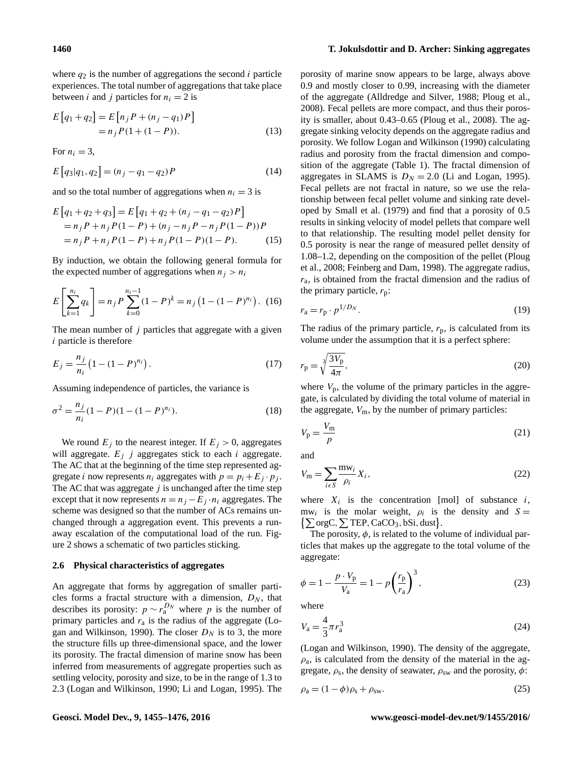where $q_2$ is the number of aggregations the second $i$ particle experiences. The total number of aggregations that take place between $i$ and $j$ particles for $n_i = 2$ is

$$E\left[q_1 + q_2\right] = E\left[n_j P + (n_j - q_1) P\right] = n_j P(1 + (1 - P)). \tag{13}$$

For $n_i = 3$,

$$E\left[q_3 | q_1, q_2\right] = (n_j - q_1 - q_2) P \tag{14}$$

and so the total number of aggregations when $n_i = 3$ is

$$\begin{aligned} E\left[q_1 + q_2 + q_3\right] &= E\left[q_1 + q_2 + (n_j - q_1 - q_2) P\right] \\ &= n_j P + n_j P(1 - P) + (n_j - n_j P - n_j P(1 - P)) P \\ &= n_j P + n_j P(1 - P) + n_j P(1 - P)(1 - P). \end{aligned} \tag{15}$$

By induction, we obtain the following general formula for the expected number of aggregations when $n_j > n_i$

$$E\left[\sum_{k=1}^{n_i} q_k\right] = n_j P \sum_{k=0}^{n_i - 1} (1 - P)^k = n_j \left(1 - (1 - P)^{n_i}\right). \tag{16}$$

The mean number of $j$ particles that aggregate with a given $i$ particle is therefore

$$E_j = \frac{n_j}{n_i} \left(1 - (1 - P)^{n_i}\right). \tag{17}$$

Assuming independence of particles, the variance is

$$\sigma^2 = \frac{n_j}{n_i} (1 - P)(1 - (1 - P)^{n_i}). \tag{18}$$

We round $E_j$ to the nearest integer. If $E_j > 0$, aggregates will aggregate. $E_j$ $j$ aggregates stick to each $i$ aggregate. The AC that at the beginning of the time step represented aggregate $i$ now represents $n_i$ aggregates with $p = p_i + E_j \cdot p_j$. The AC that was aggregate $j$ is unchanged after the time step except that it now represents $n = n_j - E_j \cdot n_i$ aggregates. The scheme was designed so that the number of ACs remains unchanged through a aggregation event. This prevents a runaway escalation of the computational load of the run. Figure 2 shows a schematic of two particles sticking.

### 2.6 Physical characteristics of aggregates

An aggregate that forms by aggregation of smaller particles forms a fractal structure with a dimension, $D_N$, that describes its porosity: $p \sim r_a^{D_N}$ where $p$ is the number of primary particles and $r_a$ is the radius of the aggregate (Logan and Wilkinson, 1990). The closer $D_N$ is to 3, the more the structure fills up three-dimensional space, and the lower its porosity. The fractal dimension of marine snow has been inferred from measurements of aggregate properties such as settling velocity, porosity and size, to be in the range of 1.3 to 2.3 (Logan and Wilkinson, 1990; Li and Logan, 1995). The porosity of marine snow appears to be large, always above 0.9 and mostly closer to 0.99, increasing with the diameter of the aggregate (Alldredge and Silver, 1988; Ploug et al., 2008). Fecal pellets are more compact, and thus their porosity is smaller, about 0.43–0.65 (Ploug et al., 2008). The aggregate sinking velocity depends on the aggregate radius and porosity. We follow Logan and Wilkinson (1990) calculating radius and porosity from the fractal dimension and composition of the aggregate (Table 1). The fractal dimension of aggregates in SLAMS is $D_N = 2.0$ (Li and Logan, 1995). Fecal pellets are not fractal in nature, so we use the relationship between fecal pellet volume and sinking rate developed by Small et al. (1979) and find that a porosity of 0.5 results in sinking velocity of model pellets that compare well to that relationship. The resulting model pellet density for 0.5 porosity is near the range of measured pellet density of 1.08–1.2, depending on the composition of the pellet (Ploug et al., 2008; Feinberg and Dam, 1998). The aggregate radius, $r_a$, is obtained from the fractal dimension and the radius of the primary particle, $r_p$:

$$r_a = r_p \cdot p^{1/D_N}. \tag{19}$$

The radius of the primary particle, $r_p$, is calculated from its volume under the assumption that it is a perfect sphere:

$$r_p = \sqrt[3]{\frac{3 V_p}{4\pi}}, \tag{20}$$

where $V_p$, the volume of the primary particles in the aggregate, is calculated by dividing the total volume of material in the aggregate, $V_m$, by the number of primary particles:

$$V_p = \frac{V_m}{p} \tag{21}$$

and

$$V_m = \sum_{i \epsilon S} \frac{\mathrm{mw}_i}{\rho_i} X_i, \tag{22}$$

where $X_i$ is the concentration [mol] of substance $i$, $\mathrm{mw}_i$ is the molar weight, $\rho_i$ is the density and $S = \left\{\sum \mathrm{orgC}, \sum \mathrm{TEP}, \mathrm{CaCO_3}, \mathrm{bSi}, \mathrm{dust}\right\}$.

The porosity, $\phi$, is related to the volume of individual particles that makes up the aggregate to the total volume of the aggregate:

$$\phi = 1 - \frac{p \cdot V_p}{V_a} = 1 - p\left(\frac{r_p}{r_a}\right)^3, \tag{23}$$

where

$$V_a = \frac{4}{3} \pi r_a^3 \tag{24}$$

(Logan and Wilkinson, 1990). The density of the aggregate, $\rho_a$, is calculated from the density of the material in the aggregate, $\rho_s$, the density of seawater, $\rho_{sw}$ and the porosity, $\phi$:

$$\rho_a = (1 - \phi)\rho_s + \rho_{sw}. \tag{25}$$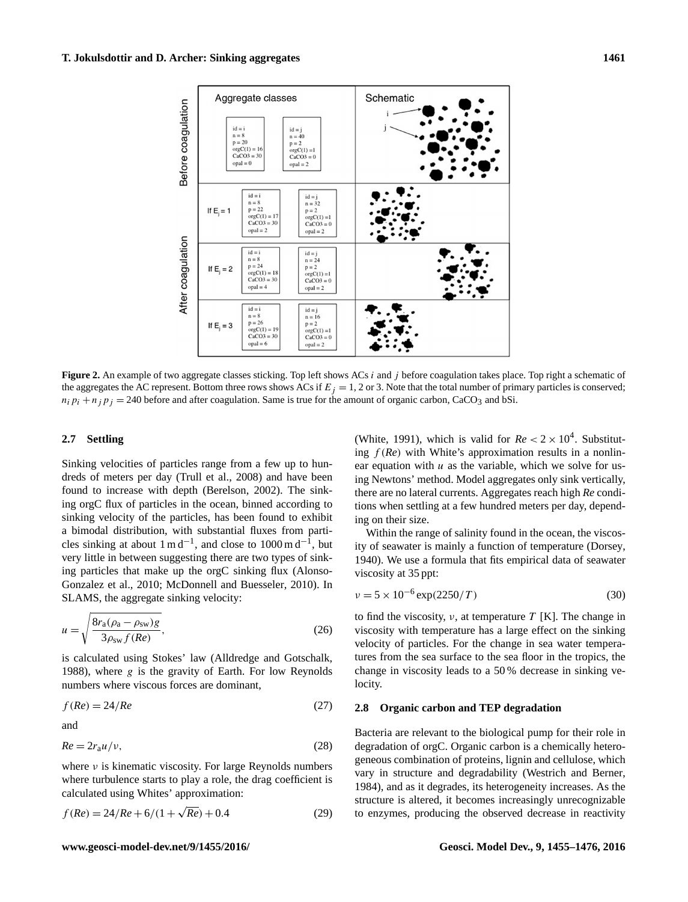**Figure 2.** An example of two aggregate classes sticking. Top left shows ACs $i$ and $j$ before coagulation takes place. Top right a schematic of the aggregates the AC represent. Bottom three rows shows ACs if $E_j = 1$, 2 or 3. Note that the total number of primary particles is conserved; $n_i p_i + n_j p_j = 240$ before and after coagulation. Same is true for the amount of organic carbon, $CaCO_3$ and bSi.

### 2.7 Settling

Sinking velocities of particles range from a few up to hundreds of meters per day (Trull et al., 2008) and have been found to increase with depth (Berelson, 2002). The sinking orgC flux of particles in the ocean, binned according to sinking velocity of the particles, has been found to exhibit a bimodal distribution, with substantial fluxes from particles sinking at about $1\,\mathrm{m\,d^{-1}}$, and close to $1000\,\mathrm{m\,d^{-1}}$, but very little in between suggesting there are two types of sinking particles that make up the orgC sinking flux (Alonso-Gonzalez et al., 2010; McDonnell and Buesseler, 2010). In SLAMS, the aggregate sinking velocity:

$$u = \sqrt{\frac{8r_\mathrm{a}(\rho_\mathrm{a} - \rho_\mathrm{sw})g}{3\rho_\mathrm{sw} f(Re)}}, \tag{26}$$

is calculated using Stokes' law (Alldredge and Gotschalk, 1988), where $g$ is the gravity of Earth. For low Reynolds numbers where viscous forces are dominant,

$$f(Re) = 24/Re \tag{27}$$

and

$$Re = 2r_\mathrm{a}u/\nu, \tag{28}$$

where $\nu$ is kinematic viscosity. For large Reynolds numbers where turbulence starts to play a role, the drag coefficient is calculated using Whites' approximation:

$$f(Re) = 24/Re + 6/(1+\sqrt{Re}) + 0.4 \tag{29}$$

(White, 1991), which is valid for $Re < 2 \times 10^4$. Substituting $f(Re)$ with White's approximation results in a nonlinear equation with $u$ as the variable, which we solve for using Newtons' method. Model aggregates only sink vertically, there are no lateral currents. Aggregates reach high $Re$ conditions when settling at a few hundred meters per day, depending on their size.

Within the range of salinity found in the ocean, the viscosity of seawater is mainly a function of temperature (Dorsey, 1940). We use a formula that fits empirical data of seawater viscosity at 35 ppt:

$$\nu = 5 \times 10^{-6} \exp(2250/T) \tag{30}$$

to find the viscosity, $\nu$, at temperature $T$ [K]. The change in viscosity with temperature has a large effect on the sinking velocity of particles. For the change in sea water temperatures from the sea surface to the sea floor in the tropics, the change in viscosity leads to a 50 % decrease in sinking velocity.

### 2.8 Organic carbon and TEP degradation

Bacteria are relevant to the biological pump for their role in degradation of orgC. Organic carbon is a chemically heterogeneous combination of proteins, lignin and cellulose, which vary in structure and degradability (Westrich and Berner, 1984), and as it degrades, its heterogeneity increases. As the structure is altered, it becomes increasingly unrecognizable to enzymes, producing the observed decrease in reactivity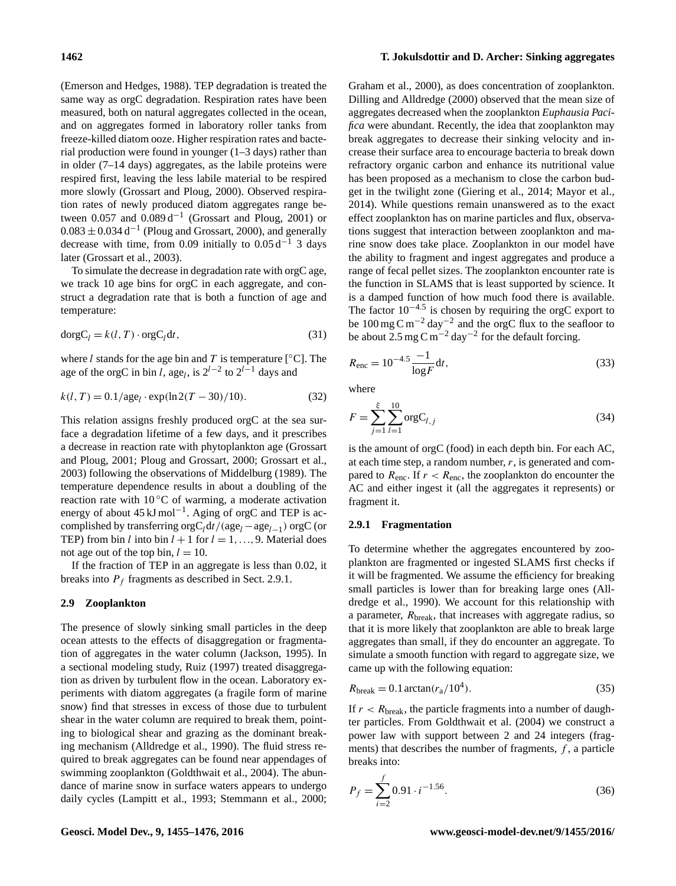(Emerson and Hedges, 1988). TEP degradation is treated the same way as orgC degradation. Respiration rates have been measured, both on natural aggregates collected in the ocean, and on aggregates formed in laboratory roller tanks from freeze-killed diatom ooze. Higher respiration rates and bacterial production were found in younger (1–3 days) rather than in older (7–14 days) aggregates, as the labile proteins were respired first, leaving the less labile material to be respired more slowly (Grossart and Ploug, 2000). Observed respiration rates of newly produced diatom aggregates range between 0.057 and $0.089\,\mathrm{d}^{-1}$ (Grossart and Ploug, 2001) or $0.083 \pm 0.034\,\mathrm{d}^{-1}$ (Ploug and Grossart, 2000), and generally decrease with time, from 0.09 initially to $0.05\,\mathrm{d}^{-1}$ 3 days later (Grossart et al., 2003).

To simulate the decrease in degradation rate with orgC age, we track 10 age bins for orgC in each aggregate, and construct a degradation rate that is both a function of age and temperature:

$$\mathrm{dorgC}_l = k(l,T) \cdot \mathrm{orgC}_l \mathrm{d}t, \tag{31}$$

where $l$ stands for the age bin and $T$ is temperature [°C]. The age of the orgC in bin $l$, $\mathrm{age}_l$, is $2^{l-2}$ to $2^{l-1}$ days and

$$k(l,T) = 0.1/\mathrm{age}_l \cdot \exp(\ln 2(T-30)/10). \tag{32}$$

This relation assigns freshly produced orgC at the sea surface a degradation lifetime of a few days, and it prescribes a decrease in reaction rate with phytoplankton age (Grossart and Ploug, 2001; Ploug and Grossart, 2000; Grossart et al., 2003) following the observations of Middelburg (1989). The temperature dependence results in about a doubling of the reaction rate with 10 °C of warming, a moderate activation energy of about $45\,\mathrm{kJ\,mol^{-1}}$. Aging of orgC and TEP is accomplished by transferring $\mathrm{orgC}_l \mathrm{d}t/(\mathrm{age}_l - \mathrm{age}_{l-1})$ orgC (or TEP) from bin $l$ into bin $l+1$ for $l = 1, \ldots, 9$. Material does not age out of the top bin, $l = 10$.

If the fraction of TEP in an aggregate is less than 0.02, it breaks into $P_f$ fragments as described in Sect. 2.9.1.

## 2.9 Zooplankton

The presence of slowly sinking small particles in the deep ocean attests to the effects of disaggregation or fragmentation of aggregates in the water column (Jackson, 1995). In a sectional modeling study, Ruiz (1997) treated disaggregation as driven by turbulent flow in the ocean. Laboratory experiments with diatom aggregates (a fragile form of marine snow) find that stresses in excess of those due to turbulent shear in the water column are required to break them, pointing to biological shear and grazing as the dominant breaking mechanism (Alldredge et al., 1990). The fluid stress required to break aggregates can be found near appendages of swimming zooplankton (Goldthwait et al., 2004). The abundance of marine snow in surface waters appears to undergo daily cycles (Lampitt et al., 1993; Stemmann et al., 2000; Graham et al., 2000), as does concentration of zooplankton. Dilling and Alldredge (2000) observed that the mean size of aggregates decreased when the zooplankton *Euphausia Pacifica* were abundant. Recently, the idea that zooplankton may break aggregates to decrease their sinking velocity and increase their surface area to encourage bacteria to break down refractory organic carbon and enhance its nutritional value has been proposed as a mechanism to close the carbon budget in the twilight zone (Giering et al., 2014; Mayor et al., 2014). While questions remain unanswered as to the exact effect zooplankton has on marine particles and flux, observations suggest that interaction between zooplankton and marine snow does take place. Zooplankton in our model have the ability to fragment and ingest aggregates and produce a range of fecal pellet sizes. The zooplankton encounter rate is the function in SLAMS that is least supported by science. It is a damped function of how much food there is available. The factor $10^{-4.5}$ is chosen by requiring the orgC export to be $100\,\mathrm{mg\,C\,m^{-2}\,day^{-2}}$ and the orgC flux to the seafloor to be about $2.5\,\mathrm{mg\,C\,m^{-2}\,day^{-2}}$ for the default forcing.

$$R_{\mathrm{enc}} = 10^{-4.5} \frac{-1}{\log F} \mathrm{d}t, \tag{33}$$

where

$$F = \sum_{j=1}^{\xi} \sum_{l=1}^{10} \mathrm{orgC}_{l,j} \tag{34}$$

is the amount of orgC (food) in each depth bin. For each AC, at each time step, a random number, $r$, is generated and compared to $R_{\mathrm{enc}}$. If $r < R_{\mathrm{enc}}$, the zooplankton do encounter the AC and either ingest it (all the aggregates it represents) or fragment it.

### 2.9.1 Fragmentation

To determine whether the aggregates encountered by zooplankton are fragmented or ingested SLAMS first checks if it will be fragmented. We assume the efficiency for breaking small particles is lower than for breaking large ones (Alldredge et al., 1990). We account for this relationship with a parameter, $R_{\mathrm{break}}$, that increases with aggregate radius, so that it is more likely that zooplankton are able to break large aggregates than small, if they do encounter an aggregate. To simulate a smooth function with regard to aggregate size, we came up with the following equation:

$$R_{\mathrm{break}} = 0.1 \arctan(r_{\mathrm{a}}/10^4). \tag{35}$$

If $r < R_{\mathrm{break}}$, the particle fragments into a number of daughter particles. From Goldthwait et al. (2004) we construct a power law with support between 2 and 24 integers (fragments) that describes the number of fragments, $f$, a particle breaks into:

$$P_f = \sum_{i=2}^{f} 0.91 \cdot i^{-1.56}. \tag{36}$$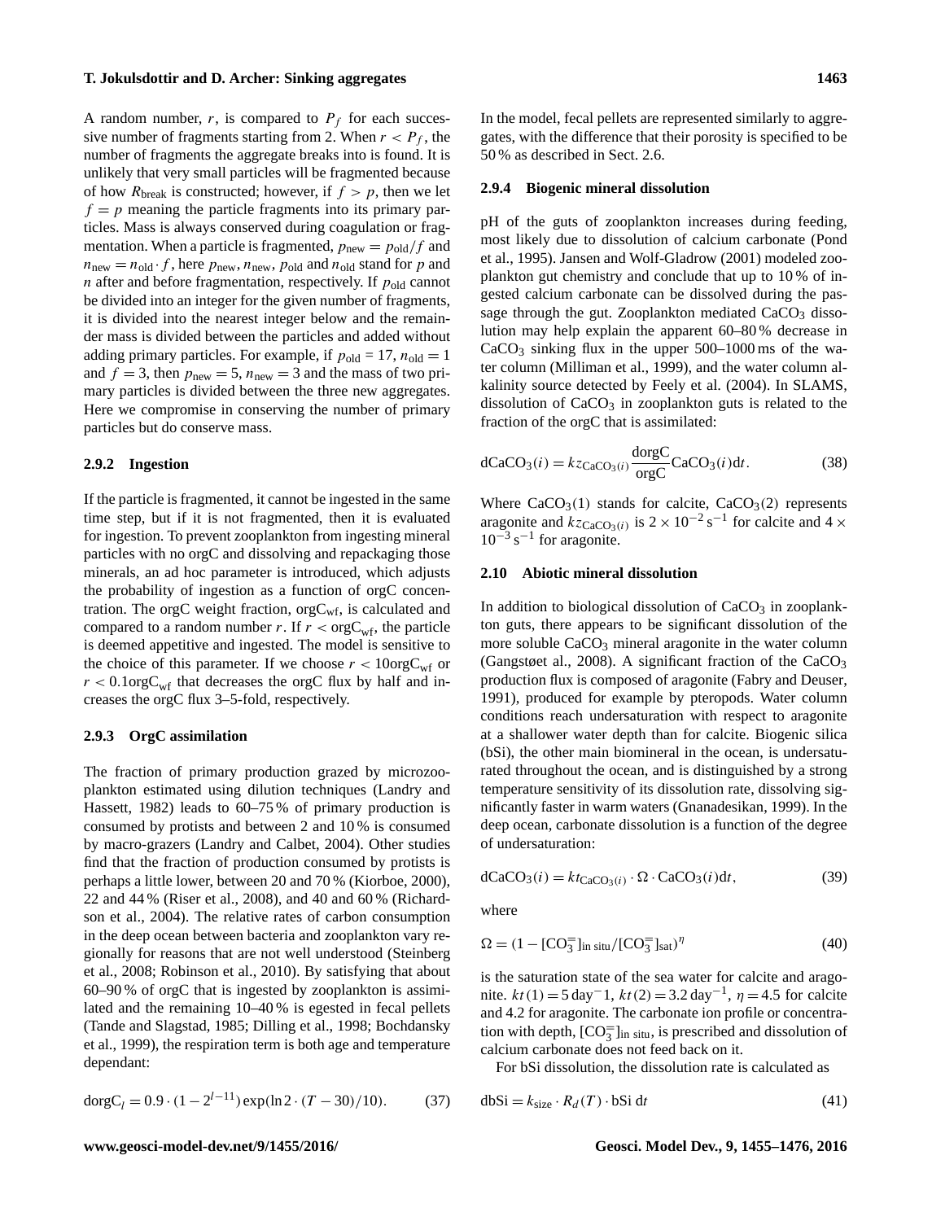A random number, $r$, is compared to $P_f$ for each successive number of fragments starting from 2. When $r < P_f$, the number of fragments the aggregate breaks into is found. It is unlikely that very small particles will be fragmented because of how $R_{break}$ is constructed; however, if $f > p$, then we let $f = p$ meaning the particle fragments into its primary particles. Mass is always conserved during coagulation or fragmentation. When a particle is fragmented, $p_{new} = p_{old}/f$ and $n_{new} = n_{old} \cdot f$, here $p_{new}$, $n_{new}$, $p_{old}$ and $n_{old}$ stand for $p$ and $n$ after and before fragmentation, respectively. If $p_{old}$ cannot be divided into an integer for the given number of fragments, it is divided into the nearest integer below and the remainder mass is divided between the particles and added without adding primary particles. For example, if $p_{old} = 17$, $n_{old} = 1$ and $f = 3$, then $p_{new} = 5$, $n_{new} = 3$ and the mass of two primary particles is divided between the three new aggregates. Here we compromise in conserving the number of primary particles but do conserve mass.

#### 2.9.2 Ingestion

If the particle is fragmented, it cannot be ingested in the same time step, but if it is not fragmented, then it is evaluated for ingestion. To prevent zooplankton from ingesting mineral particles with no orgC and dissolving and repackaging those minerals, an ad hoc parameter is introduced, which adjusts the probability of ingestion as a function of orgC concentration. The orgC weight fraction, $\mathrm{orgC_{wf}}$, is calculated and compared to a random number $r$. If $r < \mathrm{orgC_{wf}}$, the particle is deemed appetitive and ingested. The model is sensitive to the choice of this parameter. If we choose $r < 10\mathrm{orgC_{wf}}$ or $r < 0.1\mathrm{orgC_{wf}}$ that decreases the orgC flux by half and increases the orgC flux 3–5-fold, respectively.

#### 2.9.3 OrgC assimilation

The fraction of primary production grazed by microzooplankton estimated using dilution techniques (Landry and Hassett, 1982) leads to 60–75 % of primary production is consumed by protists and between 2 and 10 % is consumed by macro-grazers (Landry and Calbet, 2004). Other studies find that the fraction of production consumed by protists is perhaps a little lower, between 20 and 70 % (Kiorboe, 2000), 22 and 44 % (Riser et al., 2008), and 40 and 60 % (Richardson et al., 2004). The relative rates of carbon consumption in the deep ocean between bacteria and zooplankton vary regionally for reasons that are not well understood (Steinberg et al., 2008; Robinson et al., 2010). By satisfying that about 60–90 % of orgC that is ingested by zooplankton is assimilated and the remaining 10–40 % is egested in fecal pellets (Tande and Slagstad, 1985; Dilling et al., 1998; Bochdansky et al., 1999), the respiration term is both age and temperature dependant:

$$\mathrm{dorgC}_l = 0.9 \cdot (1 - 2^{l-11}) \exp(\ln 2 \cdot (T - 30)/10). \tag{37}$$

In the model, fecal pellets are represented similarly to aggregates, with the difference that their porosity is specified to be 50 % as described in Sect. 2.6.

#### 2.9.4 Biogenic mineral dissolution

pH of the guts of zooplankton increases during feeding, most likely due to dissolution of calcium carbonate (Pond et al., 1995). Jansen and Wolf-Gladrow (2001) modeled zooplankton gut chemistry and conclude that up to 10 % of ingested calcium carbonate can be dissolved during the passage through the gut. Zooplankton mediated $CaCO_3$ dissolution may help explain the apparent 60–80 % decrease in $CaCO_3$ sinking flux in the upper 500–1000 ms of the water column (Milliman et al., 1999), and the water column alkalinity source detected by Feely et al. (2004). In SLAMS, dissolution of $CaCO_3$ in zooplankton guts is related to the fraction of the orgC that is assimilated:

$$\mathrm{dCaCO_3}(i) = kz_{\mathrm{CaCO_3}(i)} \frac{\mathrm{dorgC}}{\mathrm{orgC}} \mathrm{CaCO_3}(i) \mathrm{d}t. \tag{38}$$

Where $CaCO_3(1)$ stands for calcite, $CaCO_3(2)$ represents aragonite and $kz_{\mathrm{CaCO_3}(i)}$ is $2 \times 10^{-2}\,\mathrm{s^{-1}}$ for calcite and $4 \times 10^{-3}\,\mathrm{s^{-1}}$ for aragonite.

### 2.10 Abiotic mineral dissolution

In addition to biological dissolution of $CaCO_3$ in zooplankton guts, there appears to be significant dissolution of the more soluble $CaCO_3$ mineral aragonite in the water column (Gangstøet al., 2008). A significant fraction of the $CaCO_3$ production flux is composed of aragonite (Fabry and Deuser, 1991), produced for example by pteropods. Water column conditions reach undersaturation with respect to aragonite at a shallower water depth than for calcite. Biogenic silica (bSi), the other main biomineral in the ocean, is undersaturated throughout the ocean, and is distinguished by a strong temperature sensitivity of its dissolution rate, dissolving significantly faster in warm waters (Gnanadesikan, 1999). In the deep ocean, carbonate dissolution is a function of the degree of undersaturation:

$$\mathrm{dCaCO_3}(i) = kt_{\mathrm{CaCO_3}(i)} \cdot \Omega \cdot \mathrm{CaCO_3}(i) \mathrm{d}t, \tag{39}$$

where

$$\Omega = (1 - [\mathrm{CO_3^=}]_{\text{in situ}}/[\mathrm{CO_3^=}]_{\text{sat}})^{\eta} \tag{40}$$

is the saturation state of the sea water for calcite and aragonite. $kt(1) = 5\,\mathrm{day^{-}1}$, $kt(2) = 3.2\,\mathrm{day^{-1}}$, $\eta = 4.5$ for calcite and 4.2 for aragonite. The carbonate ion profile or concentration with depth, $[\mathrm{CO_3^=}]_{\text{in situ}}$, is prescribed and dissolution of calcium carbonate does not feed back on it.

For bSi dissolution, the dissolution rate is calculated as

$$\mathrm{dbSi} = k_{\text{size}} \cdot R_d(T) \cdot \mathrm{bSi}\ \mathrm{d}t \tag{41}$$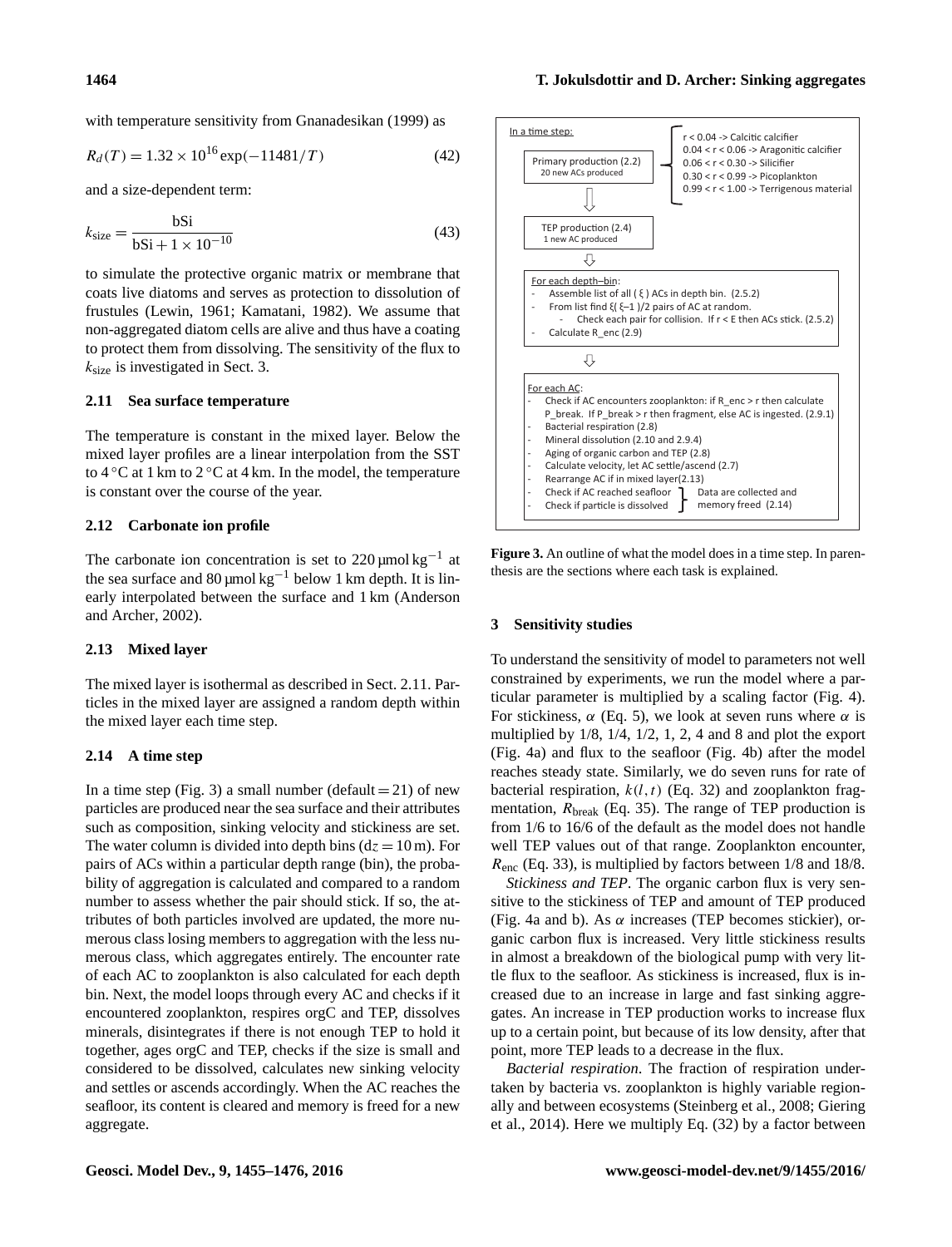with temperature sensitivity from Gnanadesikan (1999) as

$$R_d(T) = 1.32 \times 10^{16} \exp(-11481/T) \tag{42}$$

and a size-dependent term:

$$k_{\text{size}} = \frac{\text{bSi}}{\text{bSi} + 1 \times 10^{-10}} \tag{43}$$

to simulate the protective organic matrix or membrane that coats live diatoms and serves as protection to dissolution of frustules (Lewin, 1961; Kamatani, 1982). We assume that non-aggregated diatom cells are alive and thus have a coating to protect them from dissolving. The sensitivity of the flux to $k_{\text{size}}$ is investigated in Sect. 3.

### 2.11 Sea surface temperature

The temperature is constant in the mixed layer. Below the mixed layer profiles are a linear interpolation from the SST to 4 °C at 1 km to 2 °C at 4 km. In the model, the temperature is constant over the course of the year.

### 2.12 Carbonate ion profile

The carbonate ion concentration is set to 220 µmol kg$^{-1}$ at the sea surface and 80 µmol kg$^{-1}$ below 1 km depth. It is linearly interpolated between the surface and 1 km (Anderson and Archer, 2002).

### 2.13 Mixed layer

The mixed layer is isothermal as described in Sect. 2.11. Particles in the mixed layer are assigned a random depth within the mixed layer each time step.

### 2.14 A time step

In a time step (Fig. 3) a small number (default = 21) of new particles are produced near the sea surface and their attributes such as composition, sinking velocity and stickiness are set. The water column is divided into depth bins ($dz = 10$ m). For pairs of ACs within a particular depth range (bin), the probability of aggregation is calculated and compared to a random number to assess whether the pair should stick. If so, the attributes of both particles involved are updated, the more numerous class losing members to aggregation with the less numerous class, which aggregates entirely. The encounter rate of each AC to zooplankton is also calculated for each depth bin. Next, the model loops through every AC and checks if it encountered zooplankton, respires orgC and TEP, dissolves minerals, disintegrates if there is not enough TEP to hold it together, ages orgC and TEP, checks if the size is small and considered to be dissolved, calculates new sinking velocity and settles or ascends accordingly. When the AC reaches the seafloor, its content is cleared and memory is freed for a new aggregate.

In a time step:

- Primary production (2.2) — 20 new ACs produced
  - r < 0.04 -> Calcitic calcifier
  - 0.04 < r < 0.06 -> Aragonitic calcifier
  - 0.06 < r < 0.30 -> Silicifier
  - 0.30 < r < 0.99 -> Picoplankton
  - 0.99 < r < 1.00 -> Terrigenous material
- TEP production (2.4) — 1 new AC produced
- For each depth–bin:
  - Assemble list of all ( ξ ) ACs in depth bin. (2.5.2)
  - From list find ξ( ξ–1 )/2 pairs of AC at random.
    - Check each pair for collision. If r < E then ACs stick. (2.5.2)
  - Calculate R_enc (2.9)
- For each AC:
  - Check if AC encounters zooplankton: if R_enc > r then calculate P_break. If P_break > r then fragment, else AC is ingested. (2.9.1)
  - Bacterial respiration (2.8)
  - Mineral dissolution (2.10 and 2.9.4)
  - Aging of organic carbon and TEP (2.8)
  - Calculate velocity, let AC settle/ascend (2.7)
  - Rearrange AC if in mixed layer(2.13)
  - Check if AC reached seafloor / Check if particle is dissolved — Data are collected and memory freed (2.14)

**Figure 3.** An outline of what the model does in a time step. In parenthesis are the sections where each task is explained.

## 3 Sensitivity studies

To understand the sensitivity of model to parameters not well constrained by experiments, we run the model where a particular parameter is multiplied by a scaling factor (Fig. 4). For stickiness, $\alpha$ (Eq. 5), we look at seven runs where $\alpha$ is multiplied by 1/8, 1/4, 1/2, 1, 2, 4 and 8 and plot the export (Fig. 4a) and flux to the seafloor (Fig. 4b) after the model reaches steady state. Similarly, we do seven runs for rate of bacterial respiration, $k(l,t)$ (Eq. 32) and zooplankton fragmentation, $R_{\text{break}}$ (Eq. 35). The range of TEP production is from 1/6 to 16/6 of the default as the model does not handle well TEP values out of that range. Zooplankton encounter, $R_{\text{enc}}$ (Eq. 33), is multiplied by factors between 1/8 and 18/8.

*Stickiness and TEP*. The organic carbon flux is very sensitive to the stickiness of TEP and amount of TEP produced (Fig. 4a and b). As $\alpha$ increases (TEP becomes stickier), organic carbon flux is increased. Very little stickiness results in almost a breakdown of the biological pump with very little flux to the seafloor. As stickiness is increased, flux is increased due to an increase in large and fast sinking aggregates. An increase in TEP production works to increase flux up to a certain point, but because of its low density, after that point, more TEP leads to a decrease in the flux.

*Bacterial respiration*. The fraction of respiration undertaken by bacteria vs. zooplankton is highly variable regionally and between ecosystems (Steinberg et al., 2008; Giering et al., 2014). Here we multiply Eq. (32) by a factor between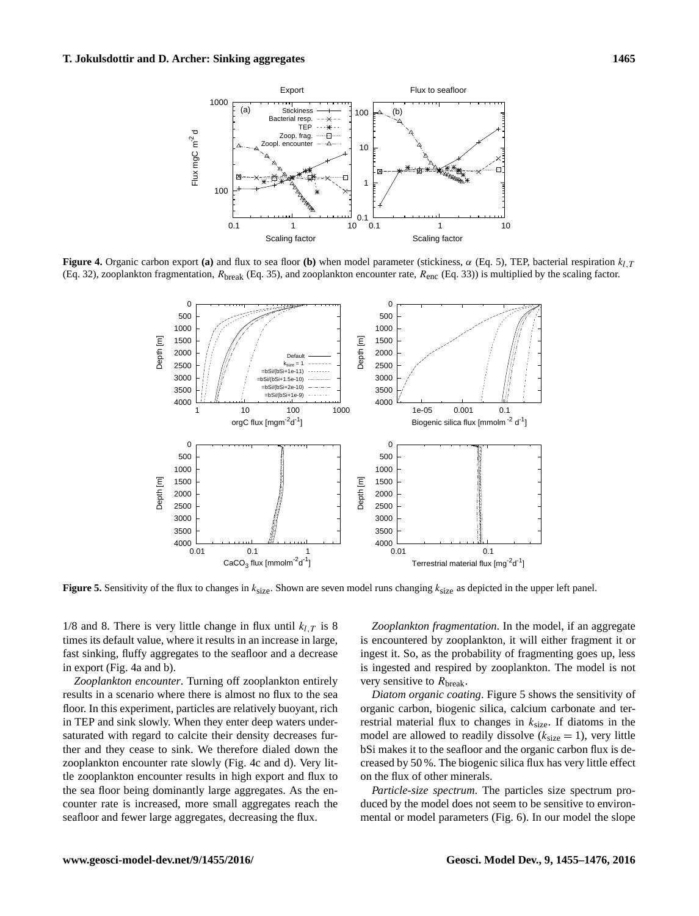**Figure 4.** Organic carbon export **(a)** and flux to sea floor **(b)** when model parameter (stickiness, $\alpha$ (Eq. 5), TEP, bacterial respiration $k_{l,T}$ (Eq. 32), zooplankton fragmentation, $R_{\text{break}}$ (Eq. 35), and zooplankton encounter rate, $R_{\text{enc}}$ (Eq. 33)) is multiplied by the scaling factor.

**Figure 5.** Sensitivity of the flux to changes in $k_{\text{size}}$. Shown are seven model runs changing $k_{\text{size}}$ as depicted in the upper left panel.

1/8 and 8. There is very little change in flux until $k_{l,T}$ is 8 times its default value, where it results in an increase in large, fast sinking, fluffy aggregates to the seafloor and a decrease in export (Fig. 4a and b).

*Zooplankton encounter*. Turning off zooplankton entirely results in a scenario where there is almost no flux to the sea floor. In this experiment, particles are relatively buoyant, rich in TEP and sink slowly. When they enter deep waters undersaturated with regard to calcite their density decreases further and they cease to sink. We therefore dialed down the zooplankton encounter rate slowly (Fig. 4c and d). Very little zooplankton encounter results in high export and flux to the sea floor being dominantly large aggregates. As the encounter rate is increased, more small aggregates reach the seafloor and fewer large aggregates, decreasing the flux.

*Zooplankton fragmentation*. In the model, if an aggregate is encountered by zooplankton, it will either fragment it or ingest it. So, as the probability of fragmenting goes up, less is ingested and respired by zooplankton. The model is not very sensitive to $R_{\text{break}}$.

*Diatom organic coating*. Figure 5 shows the sensitivity of organic carbon, biogenic silica, calcium carbonate and terrestrial material flux to changes in $k_{\text{size}}$. If diatoms in the model are allowed to readily dissolve ($k_{\text{size}} = 1$), very little bSi makes it to the seafloor and the organic carbon flux is decreased by 50 %. The biogenic silica flux has very little effect on the flux of other minerals.

*Particle-size spectrum*. The particles size spectrum produced by the model does not seem to be sensitive to environmental or model parameters (Fig. 6). In our model the slope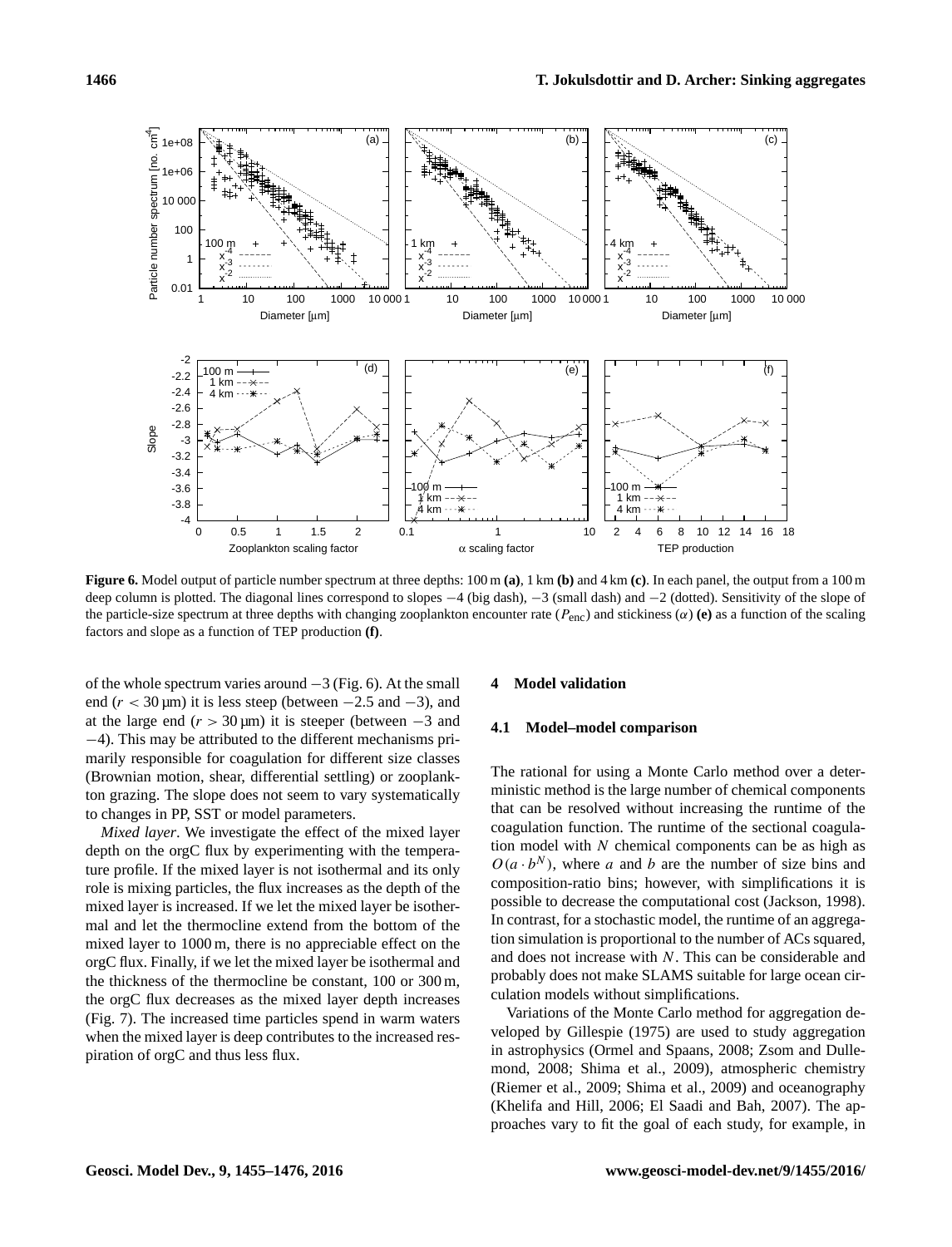**Figure 6.** Model output of particle number spectrum at three depths: 100 m **(a)**, 1 km **(b)** and 4 km **(c)**. In each panel, the output from a 100 m deep column is plotted. The diagonal lines correspond to slopes −4 (big dash), −3 (small dash) and −2 (dotted). Sensitivity of the slope of the particle-size spectrum at three depths with changing zooplankton encounter rate ($P_{\text{enc}}$) and stickiness ($\alpha$) **(e)** as a function of the scaling factors and slope as a function of TEP production **(f)**.

of the whole spectrum varies around −3 (Fig. 6). At the small end ($r < 30$ µm) it is less steep (between −2.5 and −3), and at the large end ($r > 30$ µm) it is steeper (between −3 and −4). This may be attributed to the different mechanisms primarily responsible for coagulation for different size classes (Brownian motion, shear, differential settling) or zooplankton grazing. The slope does not seem to vary systematically to changes in PP, SST or model parameters.

*Mixed layer*. We investigate the effect of the mixed layer depth on the orgC flux by experimenting with the temperature profile. If the mixed layer is not isothermal and its only role is mixing particles, the flux increases as the depth of the mixed layer is increased. If we let the mixed layer be isothermal and let the thermocline extend from the bottom of the mixed layer to 1000 m, there is no appreciable effect on the orgC flux. Finally, if we let the mixed layer be isothermal and the thickness of the thermocline be constant, 100 or 300 m, the orgC flux decreases as the mixed layer depth increases (Fig. 7). The increased time particles spend in warm waters when the mixed layer is deep contributes to the increased respiration of orgC and thus less flux.

## 4 Model validation

### 4.1 Model–model comparison

The rational for using a Monte Carlo method over a deterministic method is the large number of chemical components that can be resolved without increasing the runtime of the coagulation function. The runtime of the sectional coagulation model with $N$ chemical components can be as high as $O(a \cdot b^N)$, where $a$ and $b$ are the number of size bins and composition-ratio bins; however, with simplifications it is possible to decrease the computational cost (Jackson, 1998). In contrast, for a stochastic model, the runtime of an aggregation simulation is proportional to the number of ACs squared, and does not increase with $N$. This can be considerable and probably does not make SLAMS suitable for large ocean circulation models without simplifications.

Variations of the Monte Carlo method for aggregation developed by Gillespie (1975) are used to study aggregation in astrophysics (Ormel and Spaans, 2008; Zsom and Dullemond, 2008; Shima et al., 2009), atmospheric chemistry (Riemer et al., 2009; Shima et al., 2009) and oceanography (Khelifa and Hill, 2006; El Saadi and Bah, 2007). The approaches vary to fit the goal of each study, for example, in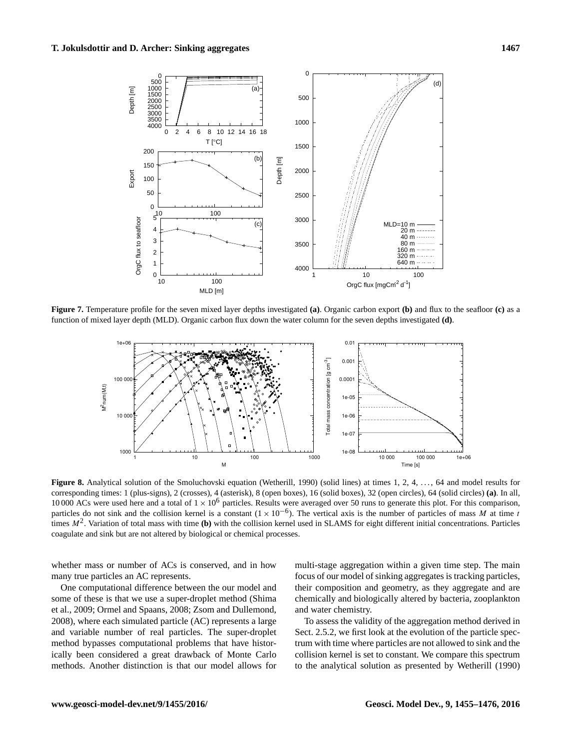**Figure 7.** Temperature profile for the seven mixed layer depths investigated **(a)**. Organic carbon export **(b)** and flux to the seafloor **(c)** as a function of mixed layer depth (MLD). Organic carbon flux down the water column for the seven depths investigated **(d)**.

**Figure 8.** Analytical solution of the Smoluchovski equation (Wetherill, 1990) (solid lines) at times 1, 2, 4, ..., 64 and model results for corresponding times: 1 (plus-signs), 2 (crosses), 4 (asterisk), 8 (open boxes), 16 (solid boxes), 32 (open circles), 64 (solid circles) **(a)**. In all, 10 000 ACs were used here and a total of $1 \times 10^6$ particles. Results were averaged over 50 runs to generate this plot. For this comparison, particles do not sink and the collision kernel is a constant ($1 \times 10^{-6}$). The vertical axis is the number of particles of mass $M$ at time $t$ times $M^2$. Variation of total mass with time **(b)** with the collision kernel used in SLAMS for eight different initial concentrations. Particles coagulate and sink but are not altered by biological or chemical processes.

whether mass or number of ACs is conserved, and in how many true particles an AC represents.

One computational difference between the our model and some of these is that we use a super-droplet method (Shima et al., 2009; Ormel and Spaans, 2008; Zsom and Dullemond, 2008), where each simulated particle (AC) represents a large and variable number of real particles. The super-droplet method bypasses computational problems that have historically been considered a great drawback of Monte Carlo methods. Another distinction is that our model allows for multi-stage aggregation within a given time step. The main focus of our model of sinking aggregates is tracking particles, their composition and geometry, as they aggregate and are chemically and biologically altered by bacteria, zooplankton and water chemistry.

To assess the validity of the aggregation method derived in Sect. 2.5.2, we first look at the evolution of the particle spectrum with time where particles are not allowed to sink and the collision kernel is set to constant. We compare this spectrum to the analytical solution as presented by Wetherill (1990)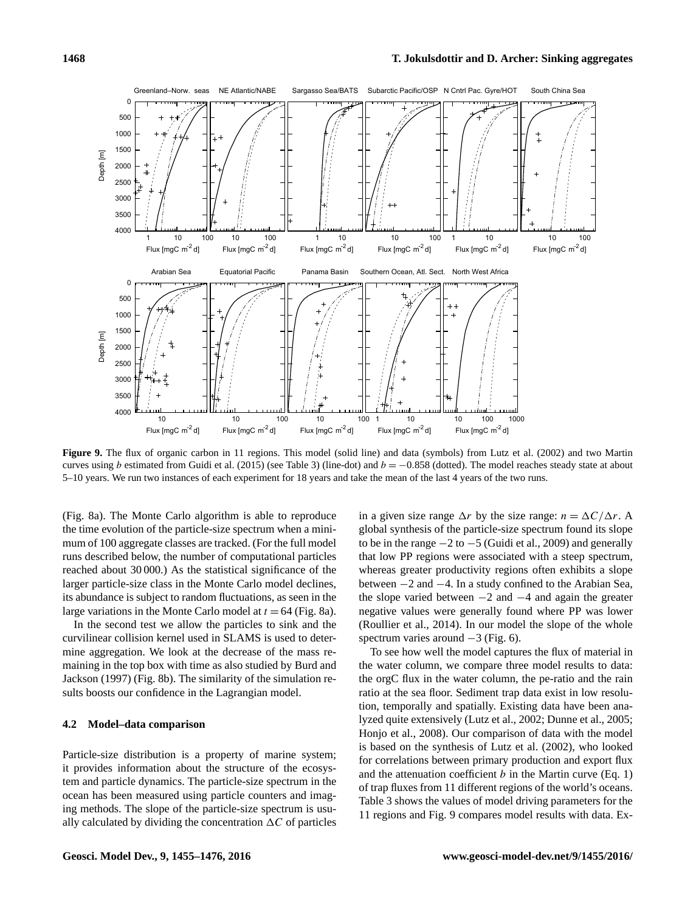**Figure 9.** The flux of organic carbon in 11 regions. This model (solid line) and data (symbols) from Lutz et al. (2002) and two Martin curves using $b$ estimated from Guidi et al. (2015) (see Table 3) (line-dot) and $b = -0.858$ (dotted). The model reaches steady state at about 5–10 years. We run two instances of each experiment for 18 years and take the mean of the last 4 years of the two runs.

(Fig. 8a). The Monte Carlo algorithm is able to reproduce the time evolution of the particle-size spectrum when a minimum of 100 aggregate classes are tracked. (For the full model runs described below, the number of computational particles reached about 30 000.) As the statistical significance of the larger particle-size class in the Monte Carlo model declines, its abundance is subject to random fluctuations, as seen in the large variations in the Monte Carlo model at $t = 64$ (Fig. 8a).

In the second test we allow the particles to sink and the curvilinear collision kernel used in SLAMS is used to determine aggregation. We look at the decrease of the mass remaining in the top box with time as also studied by Burd and Jackson (1997) (Fig. 8b). The similarity of the simulation results boosts our confidence in the Lagrangian model.

### 4.2 Model–data comparison

Particle-size distribution is a property of marine system; it provides information about the structure of the ecosystem and particle dynamics. The particle-size spectrum in the ocean has been measured using particle counters and imaging methods. The slope of the particle-size spectrum is usually calculated by dividing the concentration $\Delta C$ of particles in a given size range $\Delta r$ by the size range: $n = \Delta C / \Delta r$. A global synthesis of the particle-size spectrum found its slope to be in the range $-2$ to $-5$ (Guidi et al., 2009) and generally that low PP regions were associated with a steep spectrum, whereas greater productivity regions often exhibits a slope between $-2$ and $-4$. In a study confined to the Arabian Sea, the slope varied between $-2$ and $-4$ and again the greater negative values were generally found where PP was lower (Roullier et al., 2014). In our model the slope of the whole spectrum varies around $-3$ (Fig. 6).

To see how well the model captures the flux of material in the water column, we compare three model results to data: the orgC flux in the water column, the pe-ratio and the rain ratio at the sea floor. Sediment trap data exist in low resolution, temporally and spatially. Existing data have been analyzed quite extensively (Lutz et al., 2002; Dunne et al., 2005; Honjo et al., 2008). Our comparison of data with the model is based on the synthesis of Lutz et al. (2002), who looked for correlations between primary production and export flux and the attenuation coefficient $b$ in the Martin curve (Eq. 1) of trap fluxes from 11 different regions of the world's oceans. Table 3 shows the values of model driving parameters for the 11 regions and Fig. 9 compares model results with data. Ex-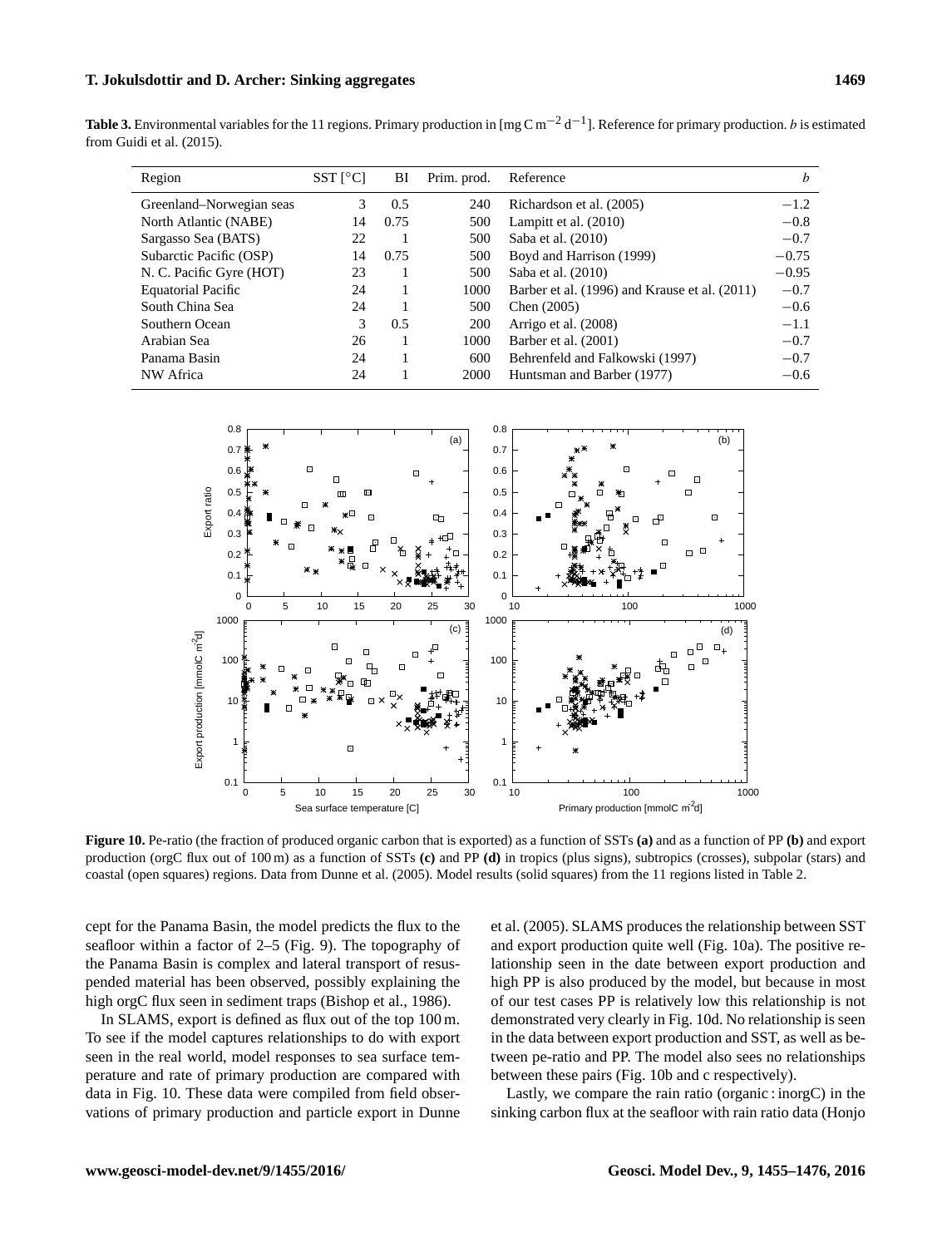**Table 3.** Environmental variables for the 11 regions. Primary production in [$\text{mg C m}^{-2}\,\text{d}^{-1}$]. Reference for primary production. *b* is estimated from Guidi et al. (2015).

| Region | SST [°C] | BI | Prim. prod. | Reference | *b* |
|---|---|---|---|---|---|
| Greenland–Norwegian seas | 3 | 0.5 | 240 | Richardson et al. (2005) | −1.2 |
| North Atlantic (NABE) | 14 | 0.75 | 500 | Lampitt et al. (2010) | −0.8 |
| Sargasso Sea (BATS) | 22 | 1 | 500 | Saba et al. (2010) | −0.7 |
| Subarctic Pacific (OSP) | 14 | 0.75 | 500 | Boyd and Harrison (1999) | −0.75 |
| N. C. Pacific Gyre (HOT) | 23 | 1 | 500 | Saba et al. (2010) | −0.95 |
| Equatorial Pacific | 24 | 1 | 1000 | Barber et al. (1996) and Krause et al. (2011) | −0.7 |
| South China Sea | 24 | 1 | 500 | Chen (2005) | −0.6 |
| Southern Ocean | 3 | 0.5 | 200 | Arrigo et al. (2008) | −1.1 |
| Arabian Sea | 26 | 1 | 1000 | Barber et al. (2001) | −0.7 |
| Panama Basin | 24 | 1 | 600 | Behrenfeld and Falkowski (1997) | −0.7 |
| NW Africa | 24 | 1 | 2000 | Huntsman and Barber (1977) | −0.6 |

**Figure 10.** Pe-ratio (the fraction of produced organic carbon that is exported) as a function of SSTs **(a)** and as a function of PP **(b)** and export production (orgC flux out of 100 m) as a function of SSTs **(c)** and PP **(d)** in tropics (plus signs), subtropics (crosses), subpolar (stars) and coastal (open squares) regions. Data from Dunne et al. (2005). Model results (solid squares) from the 11 regions listed in Table 2.

cept for the Panama Basin, the model predicts the flux to the seafloor within a factor of 2–5 (Fig. 9). The topography of the Panama Basin is complex and lateral transport of resuspended material has been observed, possibly explaining the high orgC flux seen in sediment traps (Bishop et al., 1986).

In SLAMS, export is defined as flux out of the top 100 m. To see if the model captures relationships to do with export seen in the real world, model responses to sea surface temperature and rate of primary production are compared with data in Fig. 10. These data were compiled from field observations of primary production and particle export in Dunne et al. (2005). SLAMS produces the relationship between SST and export production quite well (Fig. 10a). The positive relationship seen in the date between export production and high PP is also produced by the model, but because in most of our test cases PP is relatively low this relationship is not demonstrated very clearly in Fig. 10d. No relationship is seen in the data between export production and SST, as well as between pe-ratio and PP. The model also sees no relationships between these pairs (Fig. 10b and c respectively).

Lastly, we compare the rain ratio (organic : inorgC) in the sinking carbon flux at the seafloor with rain ratio data (Honjo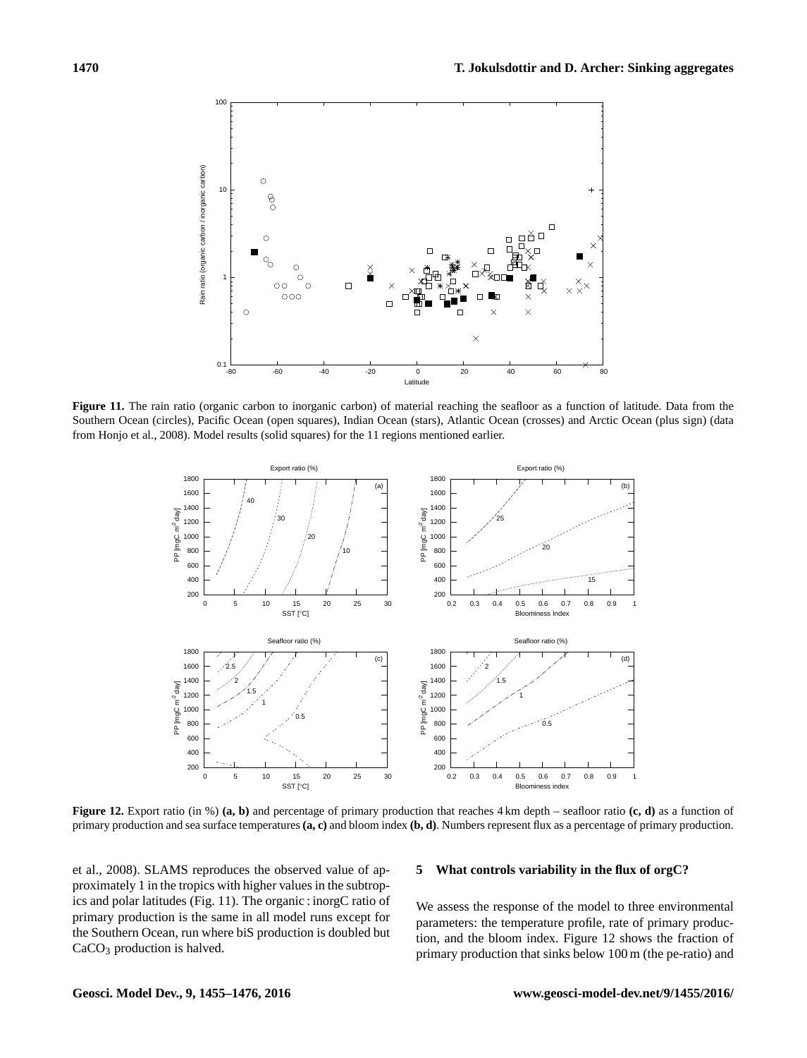**Figure 11.** The rain ratio (organic carbon to inorganic carbon) of material reaching the seafloor as a function of latitude. Data from the Southern Ocean (circles), Pacific Ocean (open squares), Indian Ocean (stars), Atlantic Ocean (crosses) and Arctic Ocean (plus sign) (data from Honjo et al., 2008). Model results (solid squares) for the 11 regions mentioned earlier.

**Figure 12.** Export ratio (in %) **(a, b)** and percentage of primary production that reaches 4 km depth – seafloor ratio **(c, d)** as a function of primary production and sea surface temperatures **(a, c)** and bloom index **(b, d)**. Numbers represent flux as a percentage of primary production.

et al., 2008). SLAMS reproduces the observed value of approximately 1 in the tropics with higher values in the subtropics and polar latitudes (Fig. 11). The organic : inorgC ratio of primary production is the same in all model runs except for the Southern Ocean, run where biS production is doubled but $CaCO_3$ production is halved.

## 5 What controls variability in the flux of orgC?

We assess the response of the model to three environmental parameters: the temperature profile, rate of primary production, and the bloom index. Figure 12 shows the fraction of primary production that sinks below 100 m (the pe-ratio) and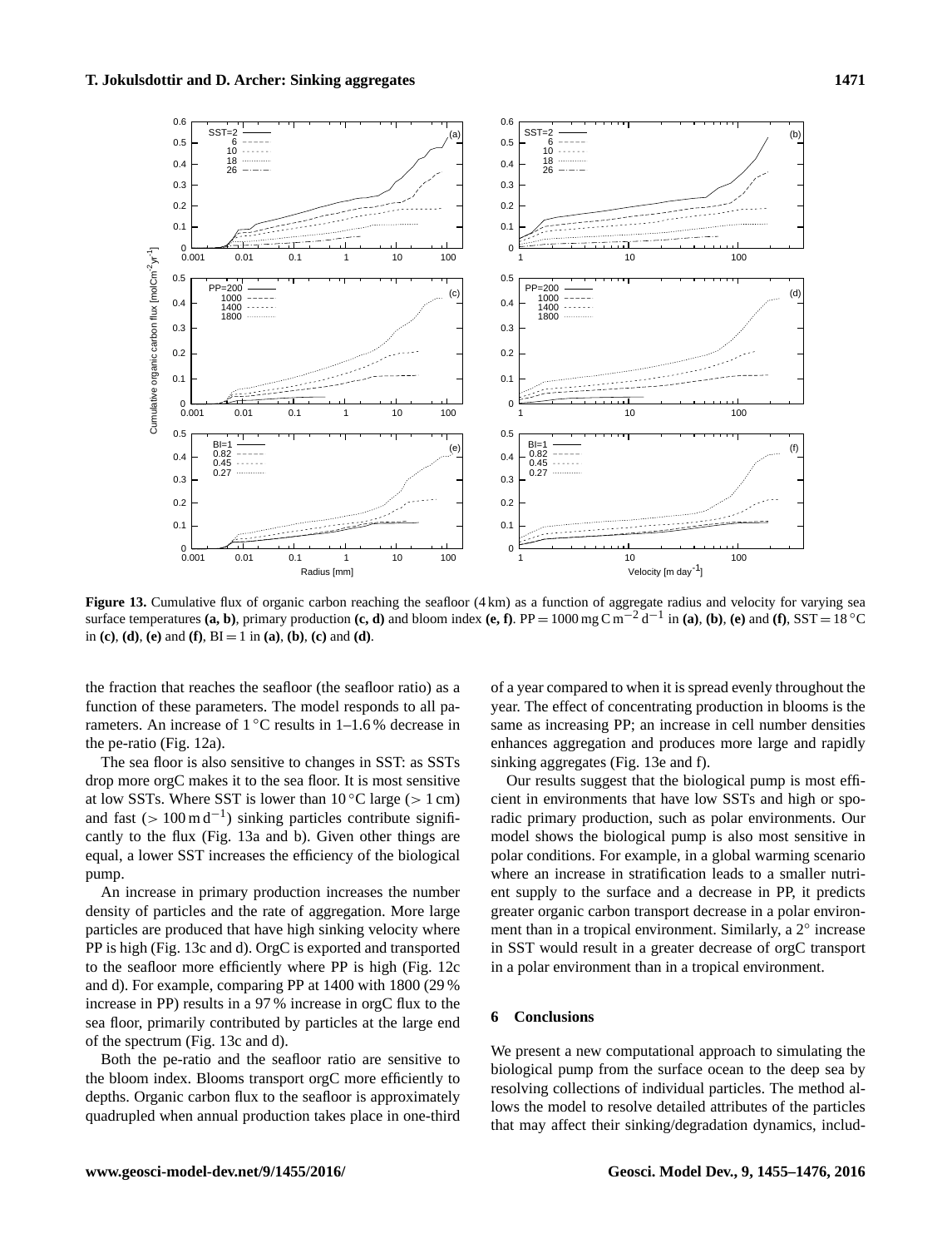**Figure 13.** Cumulative flux of organic carbon reaching the seafloor (4 km) as a function of aggregate radius and velocity for varying sea surface temperatures **(a, b)**, primary production **(c, d)** and bloom index **(e, f)**. PP = 1000 mg C $m^{-2} d^{-1}$ in **(a)**, **(b)**, **(e)** and **(f)**, SST = 18 °C in **(c)**, **(d)**, **(e)** and **(f)**, BI = 1 in **(a)**, **(b)**, **(c)** and **(d)**.

the fraction that reaches the seafloor (the seafloor ratio) as a function of these parameters. The model responds to all parameters. An increase of 1 °C results in 1–1.6 % decrease in the pe-ratio (Fig. 12a).

The sea floor is also sensitive to changes in SST: as SSTs drop more orgC makes it to the sea floor. It is most sensitive at low SSTs. Where SST is lower than 10 °C large (> 1 cm) and fast (> 100 m $d^{-1}$) sinking particles contribute significantly to the flux (Fig. 13a and b). Given other things are equal, a lower SST increases the efficiency of the biological pump.

An increase in primary production increases the number density of particles and the rate of aggregation. More large particles are produced that have high sinking velocity where PP is high (Fig. 13c and d). OrgC is exported and transported to the seafloor more efficiently where PP is high (Fig. 12c and d). For example, comparing PP at 1400 with 1800 (29 % increase in PP) results in a 97 % increase in orgC flux to the sea floor, primarily contributed by particles at the large end of the spectrum (Fig. 13c and d).

Both the pe-ratio and the seafloor ratio are sensitive to the bloom index. Blooms transport orgC more efficiently to depths. Organic carbon flux to the seafloor is approximately quadrupled when annual production takes place in one-third of a year compared to when it is spread evenly throughout the year. The effect of concentrating production in blooms is the same as increasing PP; an increase in cell number densities enhances aggregation and produces more large and rapidly sinking aggregates (Fig. 13e and f).

Our results suggest that the biological pump is most efficient in environments that have low SSTs and high or sporadic primary production, such as polar environments. Our model shows the biological pump is also most sensitive in polar conditions. For example, in a global warming scenario where an increase in stratification leads to a smaller nutrient supply to the surface and a decrease in PP, it predicts greater organic carbon transport decrease in a polar environment than in a tropical environment. Similarly, a 2° increase in SST would result in a greater decrease of orgC transport in a polar environment than in a tropical environment.

## 6 Conclusions

We present a new computational approach to simulating the biological pump from the surface ocean to the deep sea by resolving collections of individual particles. The method allows the model to resolve detailed attributes of the particles that may affect their sinking/degradation dynamics, includ-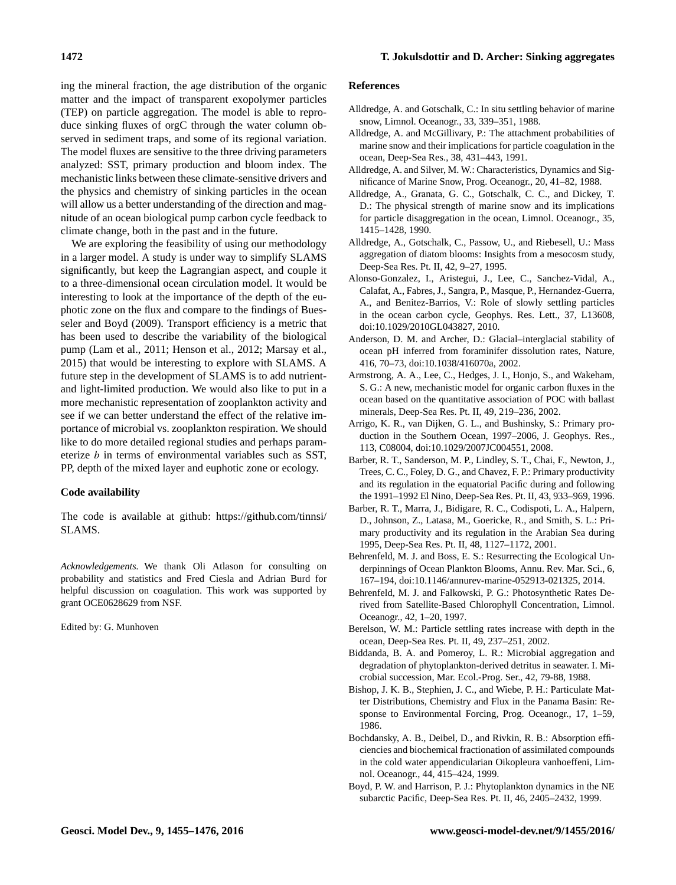ing the mineral fraction, the age distribution of the organic matter and the impact of transparent exopolymer particles (TEP) on particle aggregation. The model is able to reproduce sinking fluxes of orgC through the water column observed in sediment traps, and some of its regional variation. The model fluxes are sensitive to the three driving parameters analyzed: SST, primary production and bloom index. The mechanistic links between these climate-sensitive drivers and the physics and chemistry of sinking particles in the ocean will allow us a better understanding of the direction and magnitude of an ocean biological pump carbon cycle feedback to climate change, both in the past and in the future.

We are exploring the feasibility of using our methodology in a larger model. A study is under way to simplify SLAMS significantly, but keep the Lagrangian aspect, and couple it to a three-dimensional ocean circulation model. It would be interesting to look at the importance of the depth of the euphotic zone on the flux and compare to the findings of Buesseler and Boyd (2009). Transport efficiency is a metric that has been used to describe the variability of the biological pump (Lam et al., 2011; Henson et al., 2012; Marsay et al., 2015) that would be interesting to explore with SLAMS. A future step in the development of SLAMS is to add nutrient- and light-limited production. We would also like to put in a more mechanistic representation of zooplankton activity and see if we can better understand the effect of the relative importance of microbial vs. zooplankton respiration. We should like to do more detailed regional studies and perhaps parameterize $b$ in terms of environmental variables such as SST, PP, depth of the mixed layer and euphotic zone or ecology.

## Code availability

The code is available at github: https://github.com/tinnsi/SLAMS.

*Acknowledgements.* We thank Oli Atlason for consulting on probability and statistics and Fred Ciesla and Adrian Burd for helpful discussion on coagulation. This work was supported by grant OCE0628629 from NSF.

Edited by: G. Munhoven

## References

Alldredge, A. and Gotschalk, C.: In situ settling behavior of marine snow, Limnol. Oceanogr., 33, 339–351, 1988.

Alldredge, A. and McGillivary, P.: The attachment probabilities of marine snow and their implications for particle coagulation in the ocean, Deep-Sea Res., 38, 431–443, 1991.

Alldredge, A. and Silver, M. W.: Characteristics, Dynamics and Significance of Marine Snow, Prog. Oceanogr., 20, 41–82, 1988.

Alldredge, A., Granata, G. C., Gotschalk, C. C., and Dickey, T. D.: The physical strength of marine snow and its implications for particle disaggregation in the ocean, Limnol. Oceanogr., 35, 1415–1428, 1990.

Alldredge, A., Gotschalk, C., Passow, U., and Riebesell, U.: Mass aggregation of diatom blooms: Insights from a mesocosm study, Deep-Sea Res. Pt. II, 42, 9–27, 1995.

Alonso-Gonzalez, I., Aristegui, J., Lee, C., Sanchez-Vidal, A., Calafat, A., Fabres, J., Sangra, P., Masque, P., Hernandez-Guerra, A., and Benitez-Barrios, V.: Role of slowly settling particles in the ocean carbon cycle, Geophys. Res. Lett., 37, L13608, doi:10.1029/2010GL043827, 2010.

Anderson, D. M. and Archer, D.: Glacial–interglacial stability of ocean pH inferred from foraminifer dissolution rates, Nature, 416, 70–73, doi:10.1038/416070a, 2002.

Armstrong, A. A., Lee, C., Hedges, J. I., Honjo, S., and Wakeham, S. G.: A new, mechanistic model for organic carbon fluxes in the ocean based on the quantitative association of POC with ballast minerals, Deep-Sea Res. Pt. II, 49, 219–236, 2002.

Arrigo, K. R., van Dijken, G. L., and Bushinsky, S.: Primary production in the Southern Ocean, 1997–2006, J. Geophys. Res., 113, C08004, doi:10.1029/2007JC004551, 2008.

Barber, R. T., Sanderson, M. P., Lindley, S. T., Chai, F., Newton, J., Trees, C. C., Foley, D. G., and Chavez, F. P.: Primary productivity and its regulation in the equatorial Pacific during and following the 1991–1992 El Nino, Deep-Sea Res. Pt. II, 43, 933–969, 1996.

Barber, R. T., Marra, J., Bidigare, R. C., Codispoti, L. A., Halpern, D., Johnson, Z., Latasa, M., Goericke, R., and Smith, S. L.: Primary productivity and its regulation in the Arabian Sea during 1995, Deep-Sea Res. Pt. II, 48, 1127–1172, 2001.

Behrenfeld, M. J. and Boss, E. S.: Resurrecting the Ecological Underpinnings of Ocean Plankton Blooms, Annu. Rev. Mar. Sci., 6, 167–194, doi:10.1146/annurev-marine-052913-021325, 2014.

Behrenfeld, M. J. and Falkowski, P. G.: Photosynthetic Rates Derived from Satellite-Based Chlorophyll Concentration, Limnol. Oceanogr., 42, 1–20, 1997.

Berelson, W. M.: Particle settling rates increase with depth in the ocean, Deep-Sea Res. Pt. II, 49, 237–251, 2002.

Biddanda, B. A. and Pomeroy, L. R.: Microbial aggregation and degradation of phytoplankton-derived detritus in seawater. I. Microbial succession, Mar. Ecol.-Prog. Ser., 42, 79-88, 1988.

Bishop, J. K. B., Stephien, J. C., and Wiebe, P. H.: Particulate Matter Distributions, Chemistry and Flux in the Panama Basin: Response to Environmental Forcing, Prog. Oceanogr., 17, 1–59, 1986.

Bochdansky, A. B., Deibel, D., and Rivkin, R. B.: Absorption efficiencies and biochemical fractionation of assimilated compounds in the cold water appendicularian Oikopleura vanhoeffeni, Limnol. Oceanogr., 44, 415–424, 1999.

Boyd, P. W. and Harrison, P. J.: Phytoplankton dynamics in the NE subarctic Pacific, Deep-Sea Res. Pt. II, 46, 2405–2432, 1999.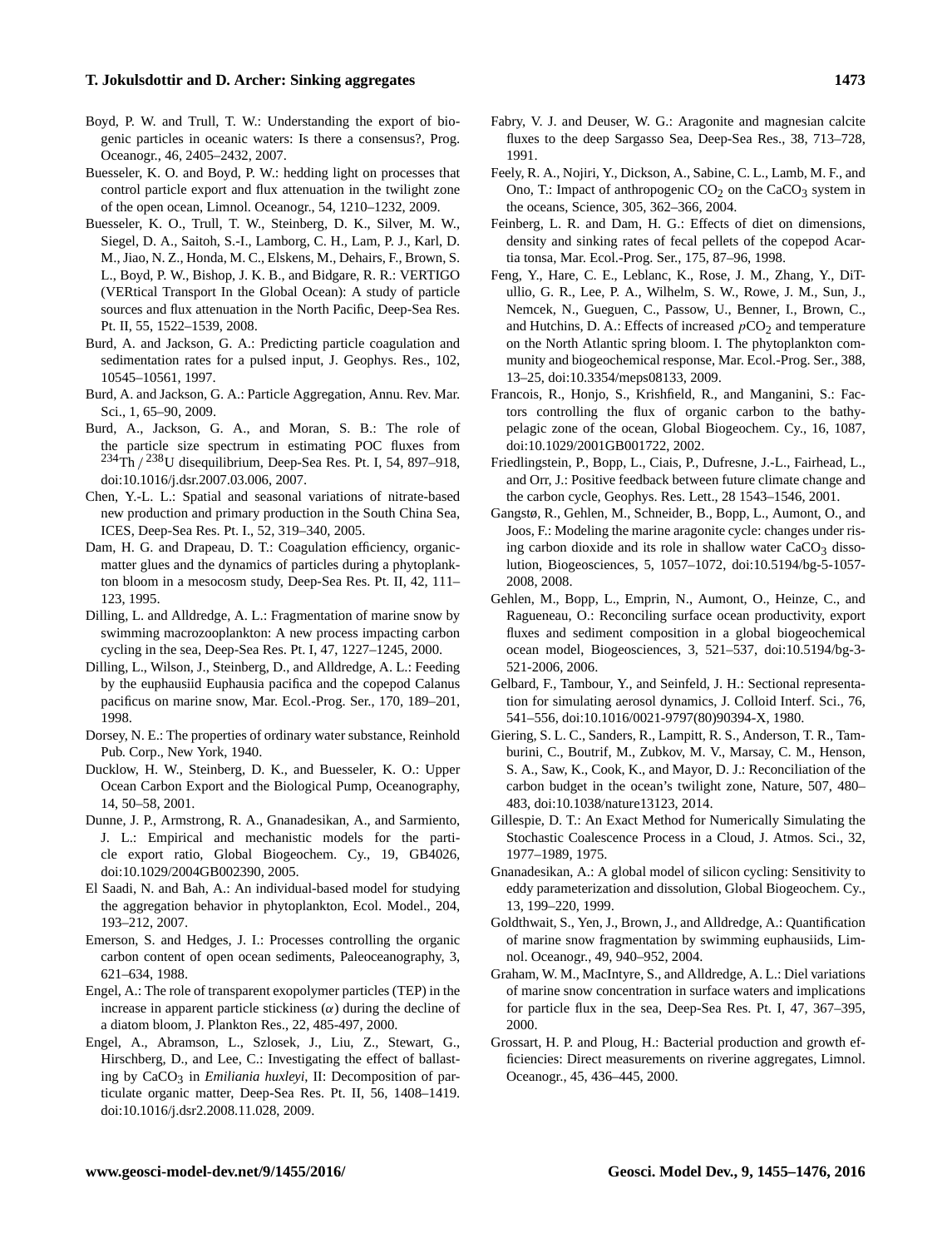Boyd, P. W. and Trull, T. W.: Understanding the export of biogenic particles in oceanic waters: Is there a consensus?, Prog. Oceanogr., 46, 2405–2432, 2007.

Buesseler, K. O. and Boyd, P. W.: hedding light on processes that control particle export and flux attenuation in the twilight zone of the open ocean, Limnol. Oceanogr., 54, 1210–1232, 2009.

Buesseler, K. O., Trull, T. W., Steinberg, D. K., Silver, M. W., Siegel, D. A., Saitoh, S.-I., Lamborg, C. H., Lam, P. J., Karl, D. M., Jiao, N. Z., Honda, M. C., Elskens, M., Dehairs, F., Brown, S. L., Boyd, P. W., Bishop, J. K. B., and Bidgare, R. R.: VERTIGO (VERtical Transport In the Global Ocean): A study of particle sources and flux attenuation in the North Pacific, Deep-Sea Res. Pt. II, 55, 1522–1539, 2008.

Burd, A. and Jackson, G. A.: Predicting particle coagulation and sedimentation rates for a pulsed input, J. Geophys. Res., 102, 10545–10561, 1997.

Burd, A. and Jackson, G. A.: Particle Aggregation, Annu. Rev. Mar. Sci., 1, 65–90, 2009.

Burd, A., Jackson, G. A., and Moran, S. B.: The role of the particle size spectrum in estimating POC fluxes from $^{234}Th/^{238}U$ disequilibrium, Deep-Sea Res. Pt. I, 54, 897–918, doi:10.1016/j.dsr.2007.03.006, 2007.

Chen, Y.-L. L.: Spatial and seasonal variations of nitrate-based new production and primary production in the South China Sea, ICES, Deep-Sea Res. Pt. I., 52, 319–340, 2005.

Dam, H. G. and Drapeau, D. T.: Coagulation efficiency, organic-matter glues and the dynamics of particles during a phytoplankton bloom in a mesocosm study, Deep-Sea Res. Pt. II, 42, 111–123, 1995.

Dilling, L. and Alldredge, A. L.: Fragmentation of marine snow by swimming macrozooplankton: A new process impacting carbon cycling in the sea, Deep-Sea Res. Pt. I, 47, 1227–1245, 2000.

Dilling, L., Wilson, J., Steinberg, D., and Alldredge, A. L.: Feeding by the euphausiid Euphausia pacifica and the copepod Calanus pacificus on marine snow, Mar. Ecol.-Prog. Ser., 170, 189–201, 1998.

Dorsey, N. E.: The properties of ordinary water substance, Reinhold Pub. Corp., New York, 1940.

Ducklow, H. W., Steinberg, D. K., and Buesseler, K. O.: Upper Ocean Carbon Export and the Biological Pump, Oceanography, 14, 50–58, 2001.

Dunne, J. P., Armstrong, R. A., Gnanadesikan, A., and Sarmiento, J. L.: Empirical and mechanistic models for the particle export ratio, Global Biogeochem. Cy., 19, GB4026, doi:10.1029/2004GB002390, 2005.

El Saadi, N. and Bah, A.: An individual-based model for studying the aggregation behavior in phytoplankton, Ecol. Model., 204, 193–212, 2007.

Emerson, S. and Hedges, J. I.: Processes controlling the organic carbon content of open ocean sediments, Paleoceanography, 3, 621–634, 1988.

Engel, A.: The role of transparent exopolymer particles (TEP) in the increase in apparent particle stickiness ($\alpha$) during the decline of a diatom bloom, J. Plankton Res., 22, 485-497, 2000.

Engel, A., Abramson, L., Szlosek, J., Liu, Z., Stewart, G., Hirschberg, D., and Lee, C.: Investigating the effect of ballasting by $CaCO_3$ in *Emiliania huxleyi*, II: Decomposition of particulate organic matter, Deep-Sea Res. Pt. II, 56, 1408–1419. doi:10.1016/j.dsr2.2008.11.028, 2009.

Fabry, V. J. and Deuser, W. G.: Aragonite and magnesian calcite fluxes to the deep Sargasso Sea, Deep-Sea Res., 38, 713–728, 1991.

Feely, R. A., Nojiri, Y., Dickson, A., Sabine, C. L., Lamb, M. F., and Ono, T.: Impact of anthropogenic $CO_2$ on the $CaCO_3$ system in the oceans, Science, 305, 362–366, 2004.

Feinberg, L. R. and Dam, H. G.: Effects of diet on dimensions, density and sinking rates of fecal pellets of the copepod Acartia tonsa, Mar. Ecol.-Prog. Ser., 175, 87–96, 1998.

Feng, Y., Hare, C. E., Leblanc, K., Rose, J. M., Zhang, Y., DiTullio, G. R., Lee, P. A., Wilhelm, S. W., Rowe, J. M., Sun, J., Nemcek, N., Gueguen, C., Passow, U., Benner, I., Brown, C., and Hutchins, D. A.: Effects of increased $p\mathrm{CO}_2$ and temperature on the North Atlantic spring bloom. I. The phytoplankton community and biogeochemical response, Mar. Ecol.-Prog. Ser., 388, 13–25, doi:10.3354/meps08133, 2009.

Francois, R., Honjo, S., Krishfield, R., and Manganini, S.: Factors controlling the flux of organic carbon to the bathypelagic zone of the ocean, Global Biogeochem. Cy., 16, 1087, doi:10.1029/2001GB001722, 2002.

Friedlingstein, P., Bopp, L., Ciais, P., Dufresne, J.-L., Fairhead, L., and Orr, J.: Positive feedback between future climate change and the carbon cycle, Geophys. Res. Lett., 28 1543–1546, 2001.

Gangstø, R., Gehlen, M., Schneider, B., Bopp, L., Aumont, O., and Joos, F.: Modeling the marine aragonite cycle: changes under rising carbon dioxide and its role in shallow water $CaCO_3$ dissolution, Biogeosciences, 5, 1057–1072, doi:10.5194/bg-5-1057-2008, 2008.

Gehlen, M., Bopp, L., Emprin, N., Aumont, O., Heinze, C., and Ragueneau, O.: Reconciling surface ocean productivity, export fluxes and sediment composition in a global biogeochemical ocean model, Biogeosciences, 3, 521–537, doi:10.5194/bg-3-521-2006, 2006.

Gelbard, F., Tambour, Y., and Seinfeld, J. H.: Sectional representation for simulating aerosol dynamics, J. Colloid Interf. Sci., 76, 541–556, doi:10.1016/0021-9797(80)90394-X, 1980.

Giering, S. L. C., Sanders, R., Lampitt, R. S., Anderson, T. R., Tamburini, C., Boutrif, M., Zubkov, M. V., Marsay, C. M., Henson, S. A., Saw, K., Cook, K., and Mayor, D. J.: Reconciliation of the carbon budget in the ocean's twilight zone, Nature, 507, 480–483, doi:10.1038/nature13123, 2014.

Gillespie, D. T.: An Exact Method for Numerically Simulating the Stochastic Coalescence Process in a Cloud, J. Atmos. Sci., 32, 1977–1989, 1975.

Gnanadesikan, A.: A global model of silicon cycling: Sensitivity to eddy parameterization and dissolution, Global Biogeochem. Cy., 13, 199–220, 1999.

Goldthwait, S., Yen, J., Brown, J., and Alldredge, A.: Quantification of marine snow fragmentation by swimming euphausiids, Limnol. Oceanogr., 49, 940–952, 2004.

Graham, W. M., MacIntyre, S., and Alldredge, A. L.: Diel variations of marine snow concentration in surface waters and implications for particle flux in the sea, Deep-Sea Res. Pt. I, 47, 367–395, 2000.

Grossart, H. P. and Ploug, H.: Bacterial production and growth efficiencies: Direct measurements on riverine aggregates, Limnol. Oceanogr., 45, 436–445, 2000.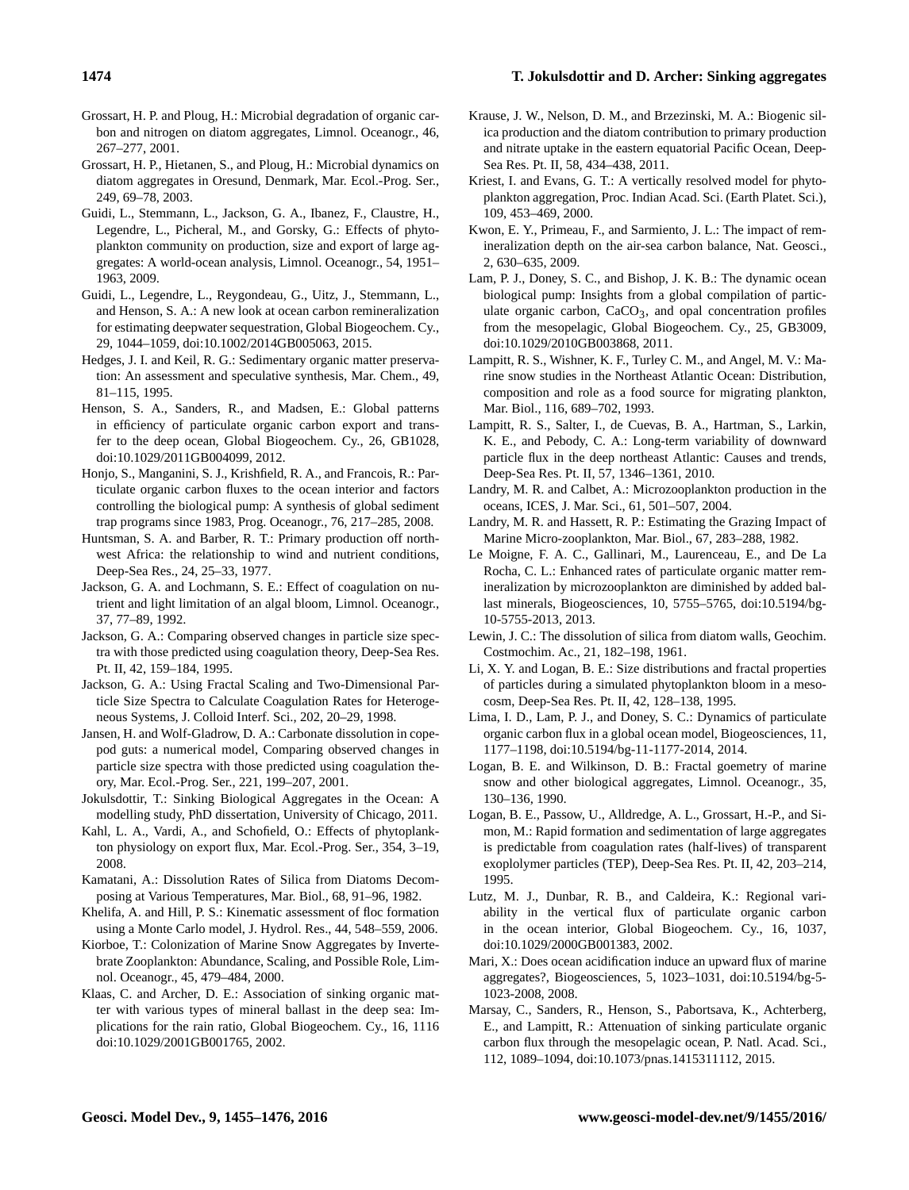Grossart, H. P. and Ploug, H.: Microbial degradation of organic carbon and nitrogen on diatom aggregates, Limnol. Oceanogr., 46, 267–277, 2001.

Grossart, H. P., Hietanen, S., and Ploug, H.: Microbial dynamics on diatom aggregates in Oresund, Denmark, Mar. Ecol.-Prog. Ser., 249, 69–78, 2003.

Guidi, L., Stemmann, L., Jackson, G. A., Ibanez, F., Claustre, H., Legendre, L., Picheral, M., and Gorsky, G.: Effects of phytoplankton community on production, size and export of large aggregates: A world-ocean analysis, Limnol. Oceanogr., 54, 1951–1963, 2009.

Guidi, L., Legendre, L., Reygondeau, G., Uitz, J., Stemmann, L., and Henson, S. A.: A new look at ocean carbon remineralization for estimating deepwater sequestration, Global Biogeochem. Cy., 29, 1044–1059, doi:10.1002/2014GB005063, 2015.

Hedges, J. I. and Keil, R. G.: Sedimentary organic matter preservation: An assessment and speculative synthesis, Mar. Chem., 49, 81–115, 1995.

Henson, S. A., Sanders, R., and Madsen, E.: Global patterns in efficiency of particulate organic carbon export and transfer to the deep ocean, Global Biogeochem. Cy., 26, GB1028, doi:10.1029/2011GB004099, 2012.

Honjo, S., Manganini, S. J., Krishfield, R. A., and Francois, R.: Particulate organic carbon fluxes to the ocean interior and factors controlling the biological pump: A synthesis of global sediment trap programs since 1983, Prog. Oceanogr., 76, 217–285, 2008.

Huntsman, S. A. and Barber, R. T.: Primary production off northwest Africa: the relationship to wind and nutrient conditions, Deep-Sea Res., 24, 25–33, 1977.

Jackson, G. A. and Lochmann, S. E.: Effect of coagulation on nutrient and light limitation of an algal bloom, Limnol. Oceanogr., 37, 77–89, 1992.

Jackson, G. A.: Comparing observed changes in particle size spectra with those predicted using coagulation theory, Deep-Sea Res. Pt. II, 42, 159–184, 1995.

Jackson, G. A.: Using Fractal Scaling and Two-Dimensional Particle Size Spectra to Calculate Coagulation Rates for Heterogeneous Systems, J. Colloid Interf. Sci., 202, 20–29, 1998.

Jansen, H. and Wolf-Gladrow, D. A.: Carbonate dissolution in copepod guts: a numerical model, Comparing observed changes in particle size spectra with those predicted using coagulation theory, Mar. Ecol.-Prog. Ser., 221, 199–207, 2001.

Jokulsdottir, T.: Sinking Biological Aggregates in the Ocean: A modelling study, PhD dissertation, University of Chicago, 2011.

Kahl, L. A., Vardi, A., and Schofield, O.: Effects of phytoplankton physiology on export flux, Mar. Ecol.-Prog. Ser., 354, 3–19, 2008.

Kamatani, A.: Dissolution Rates of Silica from Diatoms Decomposing at Various Temperatures, Mar. Biol., 68, 91–96, 1982.

Khelifa, A. and Hill, P. S.: Kinematic assessment of floc formation using a Monte Carlo model, J. Hydrol. Res., 44, 548–559, 2006.

Kiorboe, T.: Colonization of Marine Snow Aggregates by Invertebrate Zooplankton: Abundance, Scaling, and Possible Role, Limnol. Oceanogr., 45, 479–484, 2000.

Klaas, C. and Archer, D. E.: Association of sinking organic matter with various types of mineral ballast in the deep sea: Implications for the rain ratio, Global Biogeochem. Cy., 16, 1116 doi:10.1029/2001GB001765, 2002.

Krause, J. W., Nelson, D. M., and Brzezinski, M. A.: Biogenic silica production and the diatom contribution to primary production and nitrate uptake in the eastern equatorial Pacific Ocean, Deep-Sea Res. Pt. II, 58, 434–438, 2011.

Kriest, I. and Evans, G. T.: A vertically resolved model for phytoplankton aggregation, Proc. Indian Acad. Sci. (Earth Planet. Sci.), 109, 453–469, 2000.

Kwon, E. Y., Primeau, F., and Sarmiento, J. L.: The impact of remineralization depth on the air-sea carbon balance, Nat. Geosci., 2, 630–635, 2009.

Lam, P. J., Doney, S. C., and Bishop, J. K. B.: The dynamic ocean biological pump: Insights from a global compilation of particulate organic carbon, $CaCO_3$, and opal concentration profiles from the mesopelagic, Global Biogeochem. Cy., 25, GB3009, doi:10.1029/2010GB003868, 2011.

Lampitt, R. S., Wishner, K. F., Turley C. M., and Angel, M. V.: Marine snow studies in the Northeast Atlantic Ocean: Distribution, composition and role as a food source for migrating plankton, Mar. Biol., 116, 689–702, 1993.

Lampitt, R. S., Salter, I., de Cuevas, B. A., Hartman, S., Larkin, K. E., and Pebody, C. A.: Long-term variability of downward particle flux in the deep northeast Atlantic: Causes and trends, Deep-Sea Res. Pt. II, 57, 1346–1361, 2010.

Landry, M. R. and Calbet, A.: Microzooplankton production in the oceans, ICES, J. Mar. Sci., 61, 501–507, 2004.

Landry, M. R. and Hassett, R. P.: Estimating the Grazing Impact of Marine Micro-zooplankton, Mar. Biol., 67, 283–288, 1982.

Le Moigne, F. A. C., Gallinari, M., Laurenceau, E., and De La Rocha, C. L.: Enhanced rates of particulate organic matter remineralization by microzooplankton are diminished by added ballast minerals, Biogeosciences, 10, 5755–5765, doi:10.5194/bg-10-5755-2013, 2013.

Lewin, J. C.: The dissolution of silica from diatom walls, Geochim. Costmochim. Ac., 21, 182–198, 1961.

Li, X. Y. and Logan, B. E.: Size distributions and fractal properties of particles during a simulated phytoplankton bloom in a mesocosm, Deep-Sea Res. Pt. II, 42, 128–138, 1995.

Lima, I. D., Lam, P. J., and Doney, S. C.: Dynamics of particulate organic carbon flux in a global ocean model, Biogeosciences, 11, 1177–1198, doi:10.5194/bg-11-1177-2014, 2014.

Logan, B. E. and Wilkinson, D. B.: Fractal goemetry of marine snow and other biological aggregates, Limnol. Oceanogr., 35, 130–136, 1990.

Logan, B. E., Passow, U., Alldredge, A. L., Grossart, H.-P., and Simon, M.: Rapid formation and sedimentation of large aggregates is predictable from coagulation rates (half-lives) of transparent exoplolymer particles (TEP), Deep-Sea Res. Pt. II, 42, 203–214, 1995.

Lutz, M. J., Dunbar, R. B., and Caldeira, K.: Regional variability in the vertical flux of particulate organic carbon in the ocean interior, Global Biogeochem. Cy., 16, 1037, doi:10.1029/2000GB001383, 2002.

Mari, X.: Does ocean acidification induce an upward flux of marine aggregates?, Biogeosciences, 5, 1023–1031, doi:10.5194/bg-5-1023-2008, 2008.

Marsay, C., Sanders, R., Henson, S., Pabortsava, K., Achterberg, E., and Lampitt, R.: Attenuation of sinking particulate organic carbon flux through the mesopelagic ocean, P. Natl. Acad. Sci., 112, 1089–1094, doi:10.1073/pnas.1415311112, 2015.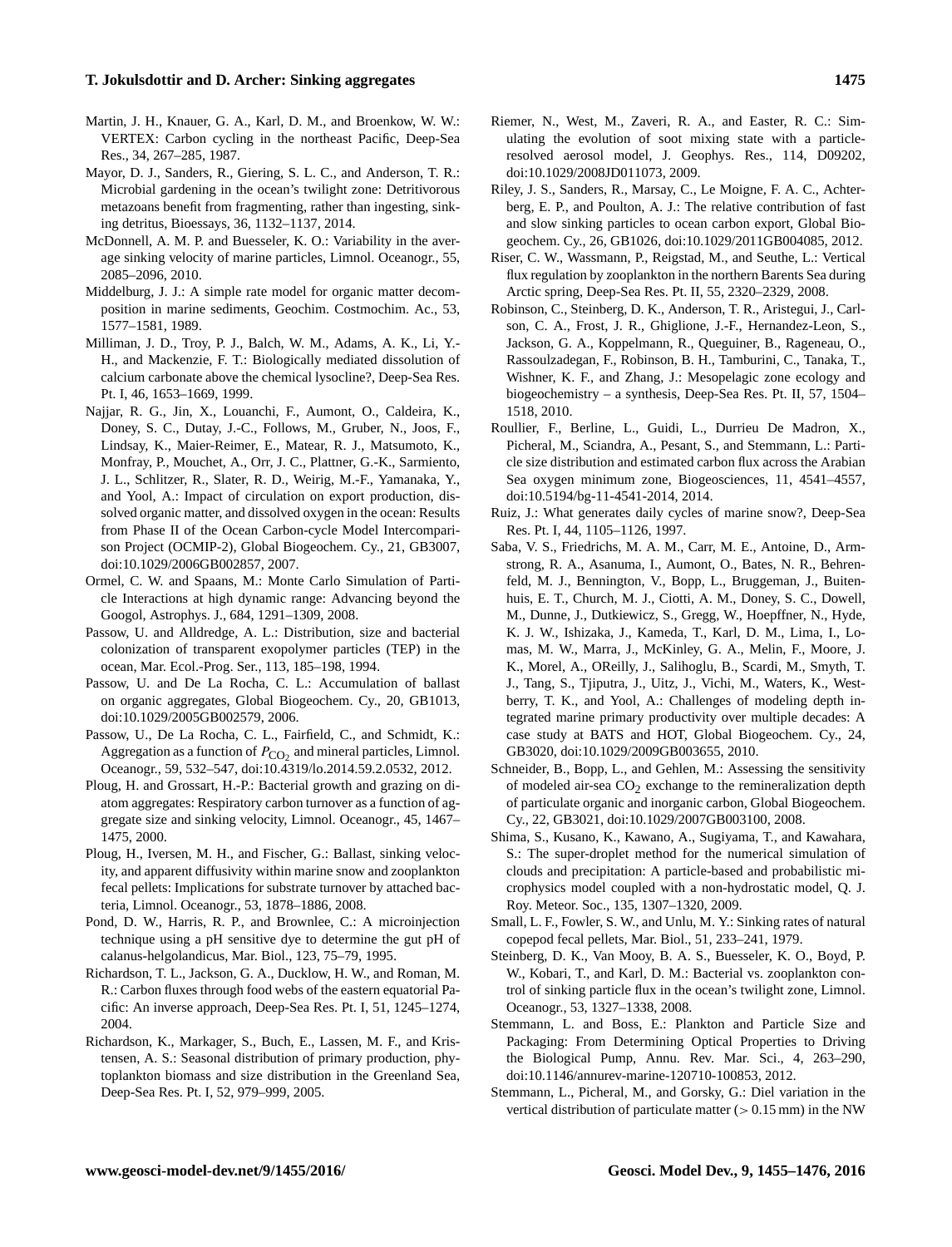Martin, J. H., Knauer, G. A., Karl, D. M., and Broenkow, W. W.: VERTEX: Carbon cycling in the northeast Pacific, Deep-Sea Res., 34, 267–285, 1987.

Mayor, D. J., Sanders, R., Giering, S. L. C., and Anderson, T. R.: Microbial gardening in the ocean's twilight zone: Detritivorous metazoans benefit from fragmenting, rather than ingesting, sinking detritus, Bioessays, 36, 1132–1137, 2014.

McDonnell, A. M. P. and Buesseler, K. O.: Variability in the average sinking velocity of marine particles, Limnol. Oceanogr., 55, 2085–2096, 2010.

Middelburg, J. J.: A simple rate model for organic matter decomposition in marine sediments, Geochim. Costmochim. Ac., 53, 1577–1581, 1989.

Milliman, J. D., Troy, P. J., Balch, W. M., Adams, A. K., Li, Y.-H., and Mackenzie, F. T.: Biologically mediated dissolution of calcium carbonate above the chemical lysocline?, Deep-Sea Res. Pt. I, 46, 1653–1669, 1999.

Najjar, R. G., Jin, X., Louanchi, F., Aumont, O., Caldeira, K., Doney, S. C., Dutay, J.-C., Follows, M., Gruber, N., Joos, F., Lindsay, K., Maier-Reimer, E., Matear, R. J., Matsumoto, K., Monfray, P., Mouchet, A., Orr, J. C., Plattner, G.-K., Sarmiento, J. L., Schlitzer, R., Slater, R. D., Weirig, M.-F., Yamanaka, Y., and Yool, A.: Impact of circulation on export production, dissolved organic matter, and dissolved oxygen in the ocean: Results from Phase II of the Ocean Carbon-cycle Model Intercomparison Project (OCMIP-2), Global Biogeochem. Cy., 21, GB3007, doi:10.1029/2006GB002857, 2007.

Ormel, C. W. and Spaans, M.: Monte Carlo Simulation of Particle Interactions at high dynamic range: Advancing beyond the Googol, Astrophys. J., 684, 1291–1309, 2008.

Passow, U. and Alldredge, A. L.: Distribution, size and bacterial colonization of transparent exopolymer particles (TEP) in the ocean, Mar. Ecol.-Prog. Ser., 113, 185–198, 1994.

Passow, U. and De La Rocha, C. L.: Accumulation of ballast on organic aggregates, Global Biogeochem. Cy., 20, GB1013, doi:10.1029/2005GB002579, 2006.

Passow, U., De La Rocha, C. L., Fairfield, C., and Schmidt, K.: Aggregation as a function of $P_{CO_2}$ and mineral particles, Limnol. Oceanogr., 59, 532–547, doi:10.4319/lo.2014.59.2.0532, 2012.

Ploug, H. and Grossart, H.-P.: Bacterial growth and grazing on diatom aggregates: Respiratory carbon turnover as a function of aggregate size and sinking velocity, Limnol. Oceanogr., 45, 1467–1475, 2000.

Ploug, H., Iversen, M. H., and Fischer, G.: Ballast, sinking velocity, and apparent diffusivity within marine snow and zooplankton fecal pellets: Implications for substrate turnover by attached bacteria, Limnol. Oceanogr., 53, 1878–1886, 2008.

Pond, D. W., Harris, R. P., and Brownlee, C.: A microinjection technique using a pH sensitive dye to determine the gut pH of calanus-helgolandicus, Mar. Biol., 123, 75–79, 1995.

Richardson, T. L., Jackson, G. A., Ducklow, H. W., and Roman, M. R.: Carbon fluxes through food webs of the eastern equatorial Pacific: An inverse approach, Deep-Sea Res. Pt. I, 51, 1245–1274, 2004.

Richardson, K., Markager, S., Buch, E., Lassen, M. F., and Kristensen, A. S.: Seasonal distribution of primary production, phytoplankton biomass and size distribution in the Greenland Sea, Deep-Sea Res. Pt. I, 52, 979–999, 2005.

Riemer, N., West, M., Zaveri, R. A., and Easter, R. C.: Simulating the evolution of soot mixing state with a particle-resolved aerosol model, J. Geophys. Res., 114, D09202, doi:10.1029/2008JD011073, 2009.

Riley, J. S., Sanders, R., Marsay, C., Le Moigne, F. A. C., Achterberg, E. P., and Poulton, A. J.: The relative contribution of fast and slow sinking particles to ocean carbon export, Global Biogeochem. Cy., 26, GB1026, doi:10.1029/2011GB004085, 2012.

Riser, C. W., Wassmann, P., Reigstad, M., and Seuthe, L.: Vertical flux regulation by zooplankton in the northern Barents Sea during Arctic spring, Deep-Sea Res. Pt. II, 55, 2320–2329, 2008.

Robinson, C., Steinberg, D. K., Anderson, T. R., Aristegui, J., Carlson, C. A., Frost, J. R., Ghiglione, J.-F., Hernandez-Leon, S., Jackson, G. A., Koppelmann, R., Queguiner, B., Rageneau, O., Rassoulzadegan, F., Robinson, B. H., Tamburini, C., Tanaka, T., Wishner, K. F., and Zhang, J.: Mesopelagic zone ecology and biogeochemistry – a synthesis, Deep-Sea Res. Pt. II, 57, 1504–1518, 2010.

Roullier, F., Berline, L., Guidi, L., Durrieu De Madron, X., Picheral, M., Sciandra, A., Pesant, S., and Stemmann, L.: Particle size distribution and estimated carbon flux across the Arabian Sea oxygen minimum zone, Biogeosciences, 11, 4541–4557, doi:10.5194/bg-11-4541-2014, 2014.

Ruiz, J.: What generates daily cycles of marine snow?, Deep-Sea Res. Pt. I, 44, 1105–1126, 1997.

Saba, V. S., Friedrichs, M. A. M., Carr, M. E., Antoine, D., Armstrong, R. A., Asanuma, I., Aumont, O., Bates, N. R., Behrenfeld, M. J., Bennington, V., Bopp, L., Bruggeman, J., Buitenhuis, E. T., Church, M. J., Ciotti, A. M., Doney, S. C., Dowell, M., Dunne, J., Dutkiewicz, S., Gregg, W., Hoepffner, N., Hyde, K. J. W., Ishizaka, J., Kameda, T., Karl, D. M., Lima, I., Lomas, M. W., Marra, J., McKinley, G. A., Melin, F., Moore, J. K., Morel, A., OReilly, J., Salihoglu, B., Scardi, M., Smyth, T. J., Tang, S., Tjiputra, J., Uitz, J., Vichi, M., Waters, K., Westberry, T. K., and Yool, A.: Challenges of modeling depth integrated marine primary productivity over multiple decades: A case study at BATS and HOT, Global Biogeochem. Cy., 24, GB3020, doi:10.1029/2009GB003655, 2010.

Schneider, B., Bopp, L., and Gehlen, M.: Assessing the sensitivity of modeled air-sea $CO_2$ exchange to the remineralization depth of particulate organic and inorganic carbon, Global Biogeochem. Cy., 22, GB3021, doi:10.1029/2007GB003100, 2008.

Shima, S., Kusano, K., Kawano, A., Sugiyama, T., and Kawahara, S.: The super-droplet method for the numerical simulation of clouds and precipitation: A particle-based and probabilistic microphysics model coupled with a non-hydrostatic model, Q. J. Roy. Meteor. Soc., 135, 1307–1320, 2009.

Small, L. F., Fowler, S. W., and Unlu, M. Y.: Sinking rates of natural copepod fecal pellets, Mar. Biol., 51, 233–241, 1979.

Steinberg, D. K., Van Mooy, B. A. S., Buesseler, K. O., Boyd, P. W., Kobari, T., and Karl, D. M.: Bacterial vs. zooplankton control of sinking particle flux in the ocean's twilight zone, Limnol. Oceanogr., 53, 1327–1338, 2008.

Stemmann, L. and Boss, E.: Plankton and Particle Size and Packaging: From Determining Optical Properties to Driving the Biological Pump, Annu. Rev. Mar. Sci., 4, 263–290, doi:10.1146/annurev-marine-120710-100853, 2012.

Stemmann, L., Picheral, M., and Gorsky, G.: Diel variation in the vertical distribution of particulate matter ($>0.15$ mm) in the NW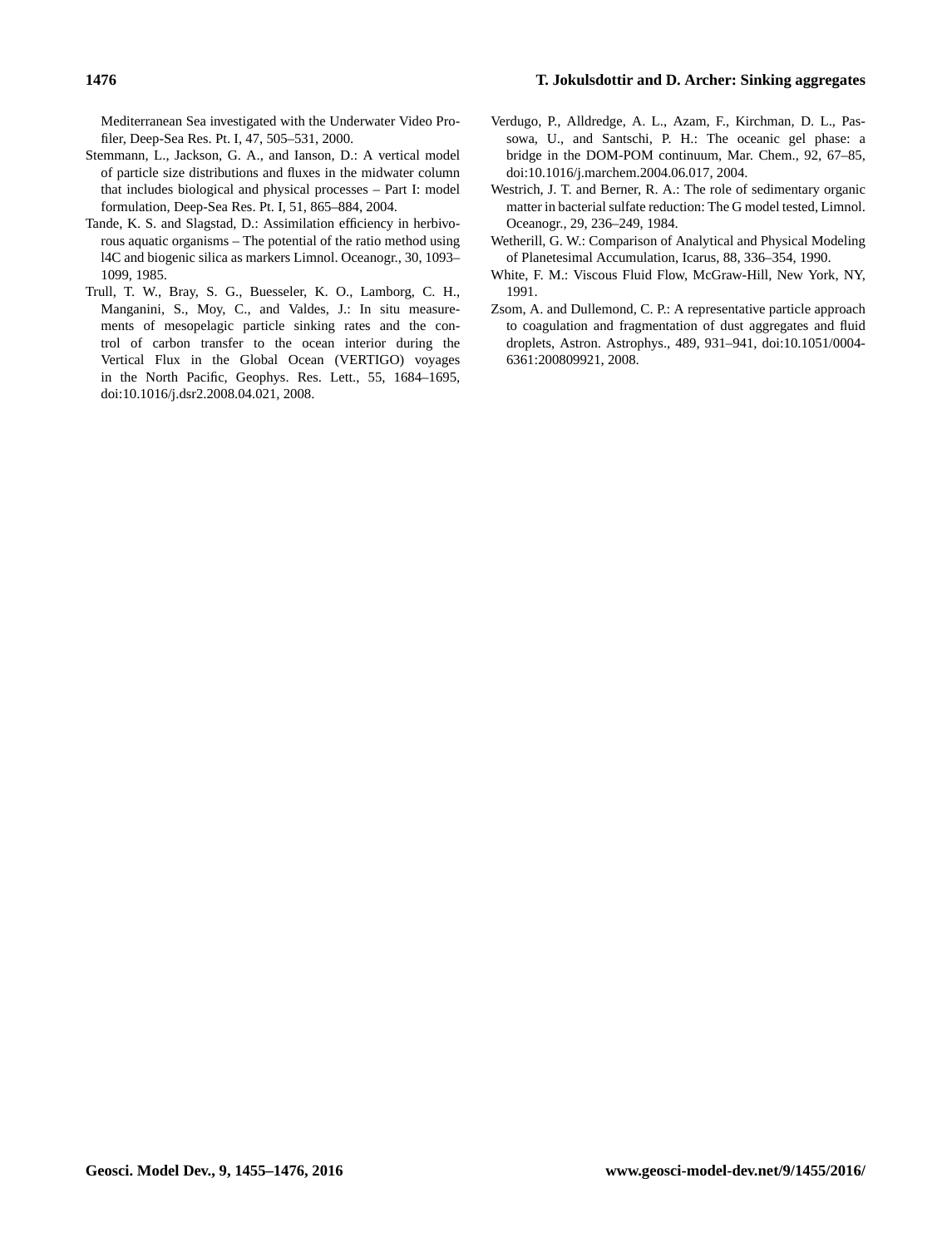Mediterranean Sea investigated with the Underwater Video Profiler, Deep-Sea Res. Pt. I, 47, 505–531, 2000.

Stemmann, L., Jackson, G. A., and Ianson, D.: A vertical model of particle size distributions and fluxes in the midwater column that includes biological and physical processes – Part I: model formulation, Deep-Sea Res. Pt. I, 51, 865–884, 2004.

Tande, K. S. and Slagstad, D.: Assimilation efficiency in herbivorous aquatic organisms – The potential of the ratio method using l4C and biogenic silica as markers Limnol. Oceanogr., 30, 1093–1099, 1985.

Trull, T. W., Bray, S. G., Buesseler, K. O., Lamborg, C. H., Manganini, S., Moy, C., and Valdes, J.: In situ measurements of mesopelagic particle sinking rates and the control of carbon transfer to the ocean interior during the Vertical Flux in the Global Ocean (VERTIGO) voyages in the North Pacific, Geophys. Res. Lett., 55, 1684–1695, doi:10.1016/j.dsr2.2008.04.021, 2008.

Verdugo, P., Alldredge, A. L., Azam, F., Kirchman, D. L., Passowa, U., and Santschi, P. H.: The oceanic gel phase: a bridge in the DOM-POM continuum, Mar. Chem., 92, 67–85, doi:10.1016/j.marchem.2004.06.017, 2004.

Westrich, J. T. and Berner, R. A.: The role of sedimentary organic matter in bacterial sulfate reduction: The G model tested, Limnol. Oceanogr., 29, 236–249, 1984.

Wetherill, G. W.: Comparison of Analytical and Physical Modeling of Planetesimal Accumulation, Icarus, 88, 336–354, 1990.

White, F. M.: Viscous Fluid Flow, McGraw-Hill, New York, NY, 1991.

Zsom, A. and Dullemond, C. P.: A representative particle approach to coagulation and fragmentation of dust aggregates and fluid droplets, Astron. Astrophys., 489, 931–941, doi:10.1051/0004-6361:200809921, 2008.